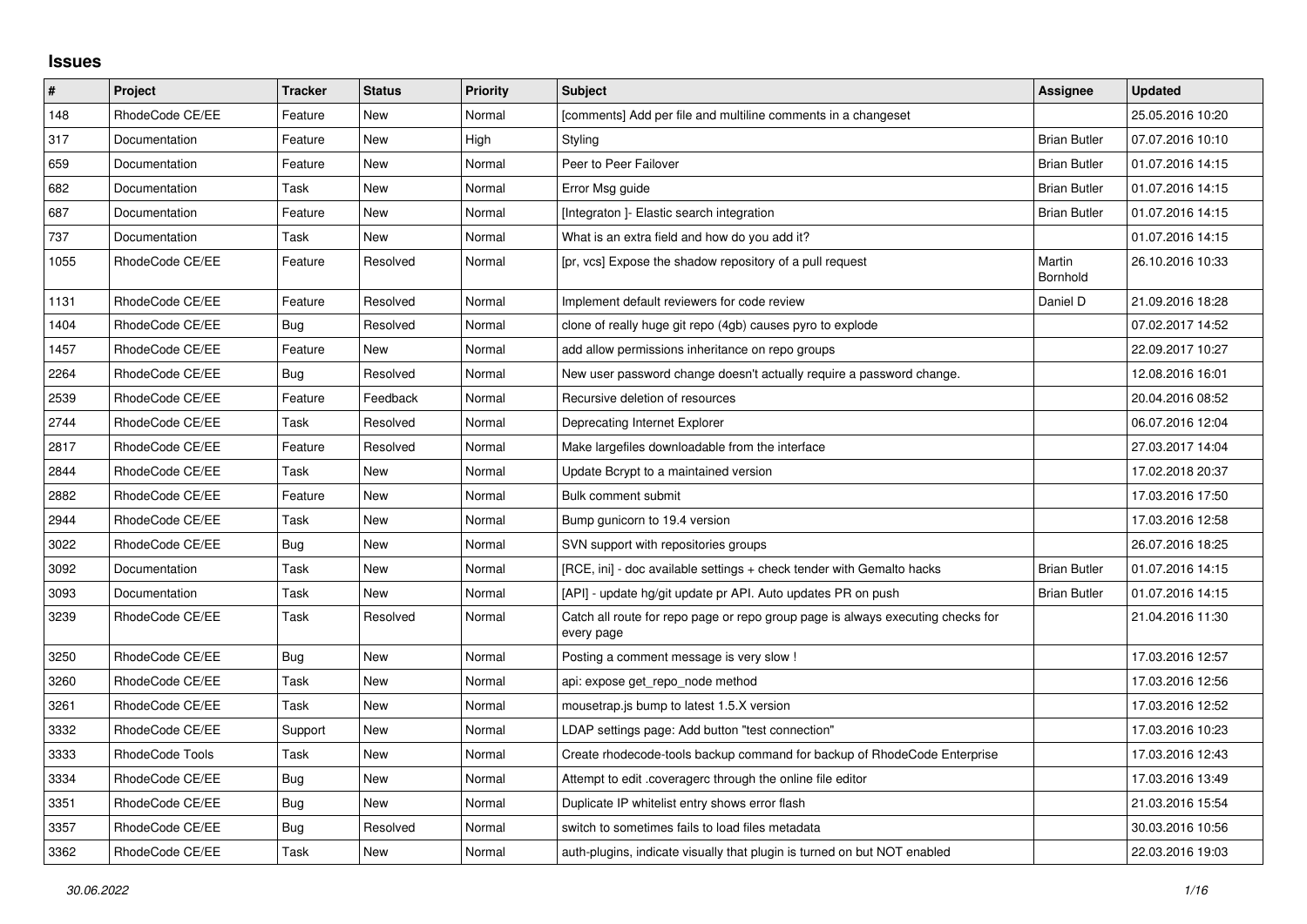## Issues

| # | Project | Tracker | Status | Priority | Subject | Assignee | Updated |
|---|---|---|---|---|---|---|---|
| 148 | RhodeCode CE/EE | Feature | New | Normal | [comments] Add per file and multiline comments in a changeset | | 25.05.2016 10:20 |
| 317 | Documentation | Feature | New | High | Styling | Brian Butler | 07.07.2016 10:10 |
| 659 | Documentation | Feature | New | Normal | Peer to Peer Failover | Brian Butler | 01.07.2016 14:15 |
| 682 | Documentation | Task | New | Normal | Error Msg guide | Brian Butler | 01.07.2016 14:15 |
| 687 | Documentation | Feature | New | Normal | [Integraton ]- Elastic search integration | Brian Butler | 01.07.2016 14:15 |
| 737 | Documentation | Task | New | Normal | What is an extra field and how do you add it? | | 01.07.2016 14:15 |
| 1055 | RhodeCode CE/EE | Feature | Resolved | Normal | [pr, vcs] Expose the shadow repository of a pull request | Martin Bornhold | 26.10.2016 10:33 |
| 1131 | RhodeCode CE/EE | Feature | Resolved | Normal | Implement default reviewers for code review | Daniel D | 21.09.2016 18:28 |
| 1404 | RhodeCode CE/EE | Bug | Resolved | Normal | clone of really huge git repo (4gb) causes pyro to explode | | 07.02.2017 14:52 |
| 1457 | RhodeCode CE/EE | Feature | New | Normal | add allow permissions inheritance on repo groups | | 22.09.2017 10:27 |
| 2264 | RhodeCode CE/EE | Bug | Resolved | Normal | New user password change doesn't actually require a password change. | | 12.08.2016 16:01 |
| 2539 | RhodeCode CE/EE | Feature | Feedback | Normal | Recursive deletion of resources | | 20.04.2016 08:52 |
| 2744 | RhodeCode CE/EE | Task | Resolved | Normal | Deprecating Internet Explorer | | 06.07.2016 12:04 |
| 2817 | RhodeCode CE/EE | Feature | Resolved | Normal | Make largefiles downloadable from the interface | | 27.03.2017 14:04 |
| 2844 | RhodeCode CE/EE | Task | New | Normal | Update Bcrypt to a maintained version | | 17.02.2018 20:37 |
| 2882 | RhodeCode CE/EE | Feature | New | Normal | Bulk comment submit | | 17.03.2016 17:50 |
| 2944 | RhodeCode CE/EE | Task | New | Normal | Bump gunicorn to 19.4 version | | 17.03.2016 12:58 |
| 3022 | RhodeCode CE/EE | Bug | New | Normal | SVN support with repositories groups | | 26.07.2016 18:25 |
| 3092 | Documentation | Task | New | Normal | [RCE, ini] - doc available settings + check tender with Gemalto hacks | Brian Butler | 01.07.2016 14:15 |
| 3093 | Documentation | Task | New | Normal | [API] - update hg/git update pr API. Auto updates PR on push | Brian Butler | 01.07.2016 14:15 |
| 3239 | RhodeCode CE/EE | Task | Resolved | Normal | Catch all route for repo page or repo group page is always executing checks for every page | | 21.04.2016 11:30 |
| 3250 | RhodeCode CE/EE | Bug | New | Normal | Posting a comment message is very slow ! | | 17.03.2016 12:57 |
| 3260 | RhodeCode CE/EE | Task | New | Normal | api: expose get_repo_node method | | 17.03.2016 12:56 |
| 3261 | RhodeCode CE/EE | Task | New | Normal | mousetrap.js bump to latest 1.5.X version | | 17.03.2016 12:52 |
| 3332 | RhodeCode CE/EE | Support | New | Normal | LDAP settings page: Add button "test connection" | | 17.03.2016 10:23 |
| 3333 | RhodeCode Tools | Task | New | Normal | Create rhodecode-tools backup command for backup of RhodeCode Enterprise | | 17.03.2016 12:43 |
| 3334 | RhodeCode CE/EE | Bug | New | Normal | Attempt to edit .coveragerc through the online file editor | | 17.03.2016 13:49 |
| 3351 | RhodeCode CE/EE | Bug | New | Normal | Duplicate IP whitelist entry shows error flash | | 21.03.2016 15:54 |
| 3357 | RhodeCode CE/EE | Bug | Resolved | Normal | switch to sometimes fails to load files metadata | | 30.03.2016 10:56 |
| 3362 | RhodeCode CE/EE | Task | New | Normal | auth-plugins, indicate visually that plugin is turned on but NOT enabled | | 22.03.2016 19:03 |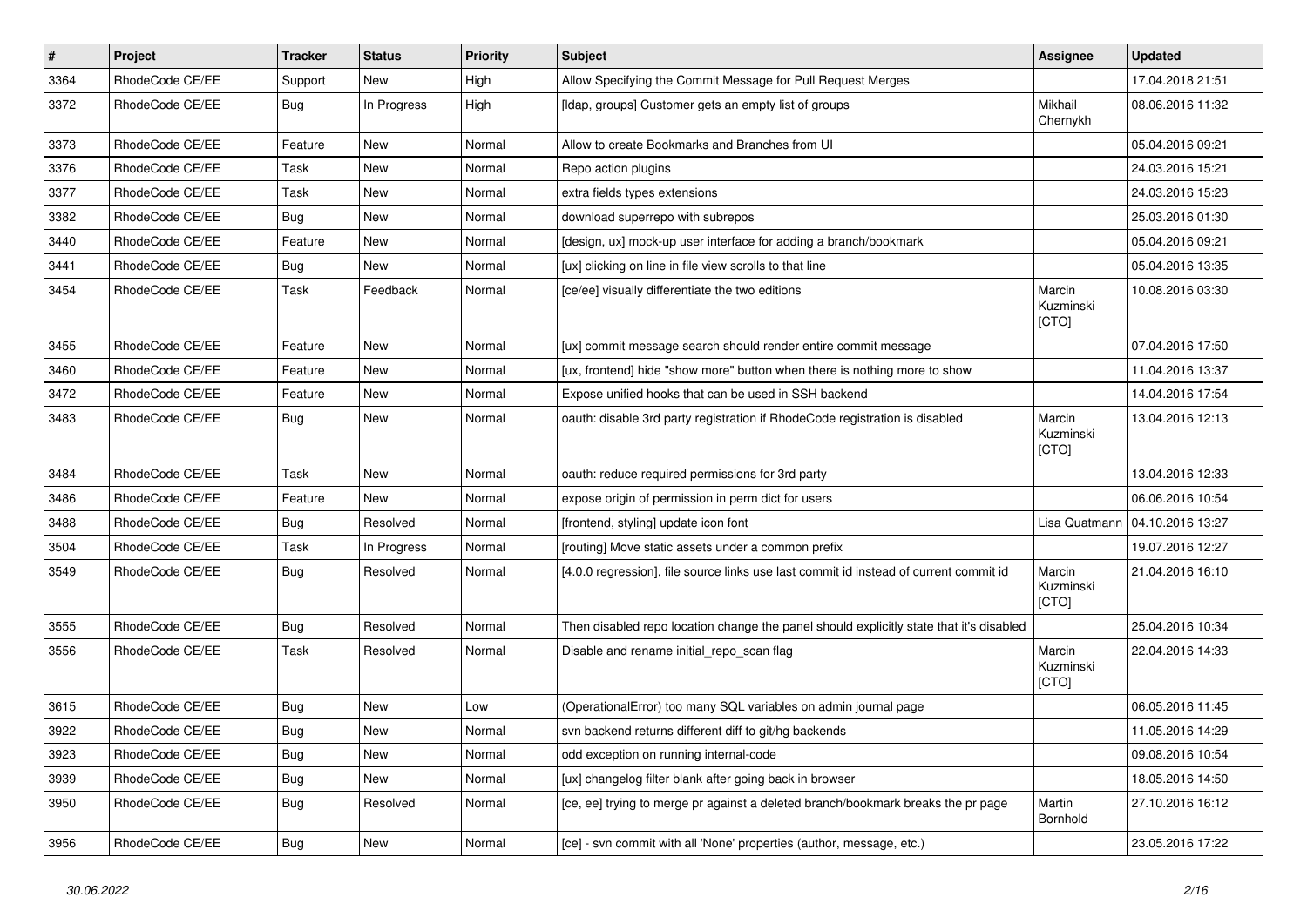| # | Project | Tracker | Status | Priority | Subject | Assignee | Updated |
| --- | --- | --- | --- | --- | --- | --- | --- |
| 3364 | RhodeCode CE/EE | Support | New | High | Allow Specifying the Commit Message for Pull Request Merges | | 17.04.2018 21:51 |
| 3372 | RhodeCode CE/EE | Bug | In Progress | High | [ldap, groups] Customer gets an empty list of groups | Mikhail Chernykh | 08.06.2016 11:32 |
| 3373 | RhodeCode CE/EE | Feature | New | Normal | Allow to create Bookmarks and Branches from UI | | 05.04.2016 09:21 |
| 3376 | RhodeCode CE/EE | Task | New | Normal | Repo action plugins | | 24.03.2016 15:21 |
| 3377 | RhodeCode CE/EE | Task | New | Normal | extra fields types extensions | | 24.03.2016 15:23 |
| 3382 | RhodeCode CE/EE | Bug | New | Normal | download superrepo with subrepos | | 25.03.2016 01:30 |
| 3440 | RhodeCode CE/EE | Feature | New | Normal | [design, ux] mock-up user interface for adding a branch/bookmark | | 05.04.2016 09:21 |
| 3441 | RhodeCode CE/EE | Bug | New | Normal | [ux] clicking on line in file view scrolls to that line | | 05.04.2016 13:35 |
| 3454 | RhodeCode CE/EE | Task | Feedback | Normal | [ce/ee] visually differentiate the two editions | Marcin Kuzminski [CTO] | 10.08.2016 03:30 |
| 3455 | RhodeCode CE/EE | Feature | New | Normal | [ux] commit message search should render entire commit message | | 07.04.2016 17:50 |
| 3460 | RhodeCode CE/EE | Feature | New | Normal | [ux, frontend] hide "show more" button when there is nothing more to show | | 11.04.2016 13:37 |
| 3472 | RhodeCode CE/EE | Feature | New | Normal | Expose unified hooks that can be used in SSH backend | | 14.04.2016 17:54 |
| 3483 | RhodeCode CE/EE | Bug | New | Normal | oauth: disable 3rd party registration if RhodeCode registration is disabled | Marcin Kuzminski [CTO] | 13.04.2016 12:13 |
| 3484 | RhodeCode CE/EE | Task | New | Normal | oauth: reduce required permissions for 3rd party | | 13.04.2016 12:33 |
| 3486 | RhodeCode CE/EE | Feature | New | Normal | expose origin of permission in perm dict for users | | 06.06.2016 10:54 |
| 3488 | RhodeCode CE/EE | Bug | Resolved | Normal | [frontend, styling] update icon font | Lisa Quatmann | 04.10.2016 13:27 |
| 3504 | RhodeCode CE/EE | Task | In Progress | Normal | [routing] Move static assets under a common prefix | | 19.07.2016 12:27 |
| 3549 | RhodeCode CE/EE | Bug | Resolved | Normal | [4.0.0 regression], file source links use last commit id instead of current commit id | Marcin Kuzminski [CTO] | 21.04.2016 16:10 |
| 3555 | RhodeCode CE/EE | Bug | Resolved | Normal | Then disabled repo location change the panel should explicitly state that it's disabled | | 25.04.2016 10:34 |
| 3556 | RhodeCode CE/EE | Task | Resolved | Normal | Disable and rename initial_repo_scan flag | Marcin Kuzminski [CTO] | 22.04.2016 14:33 |
| 3615 | RhodeCode CE/EE | Bug | New | Low | (OperationalError) too many SQL variables on admin journal page | | 06.05.2016 11:45 |
| 3922 | RhodeCode CE/EE | Bug | New | Normal | svn backend returns different diff to git/hg backends | | 11.05.2016 14:29 |
| 3923 | RhodeCode CE/EE | Bug | New | Normal | odd exception on running internal-code | | 09.08.2016 10:54 |
| 3939 | RhodeCode CE/EE | Bug | New | Normal | [ux] changelog filter blank after going back in browser | | 18.05.2016 14:50 |
| 3950 | RhodeCode CE/EE | Bug | Resolved | Normal | [ce, ee] trying to merge pr against a deleted branch/bookmark breaks the pr page | Martin Bornhold | 27.10.2016 16:12 |
| 3956 | RhodeCode CE/EE | Bug | New | Normal | [ce] - svn commit with all 'None' properties (author, message, etc.) | | 23.05.2016 17:22 |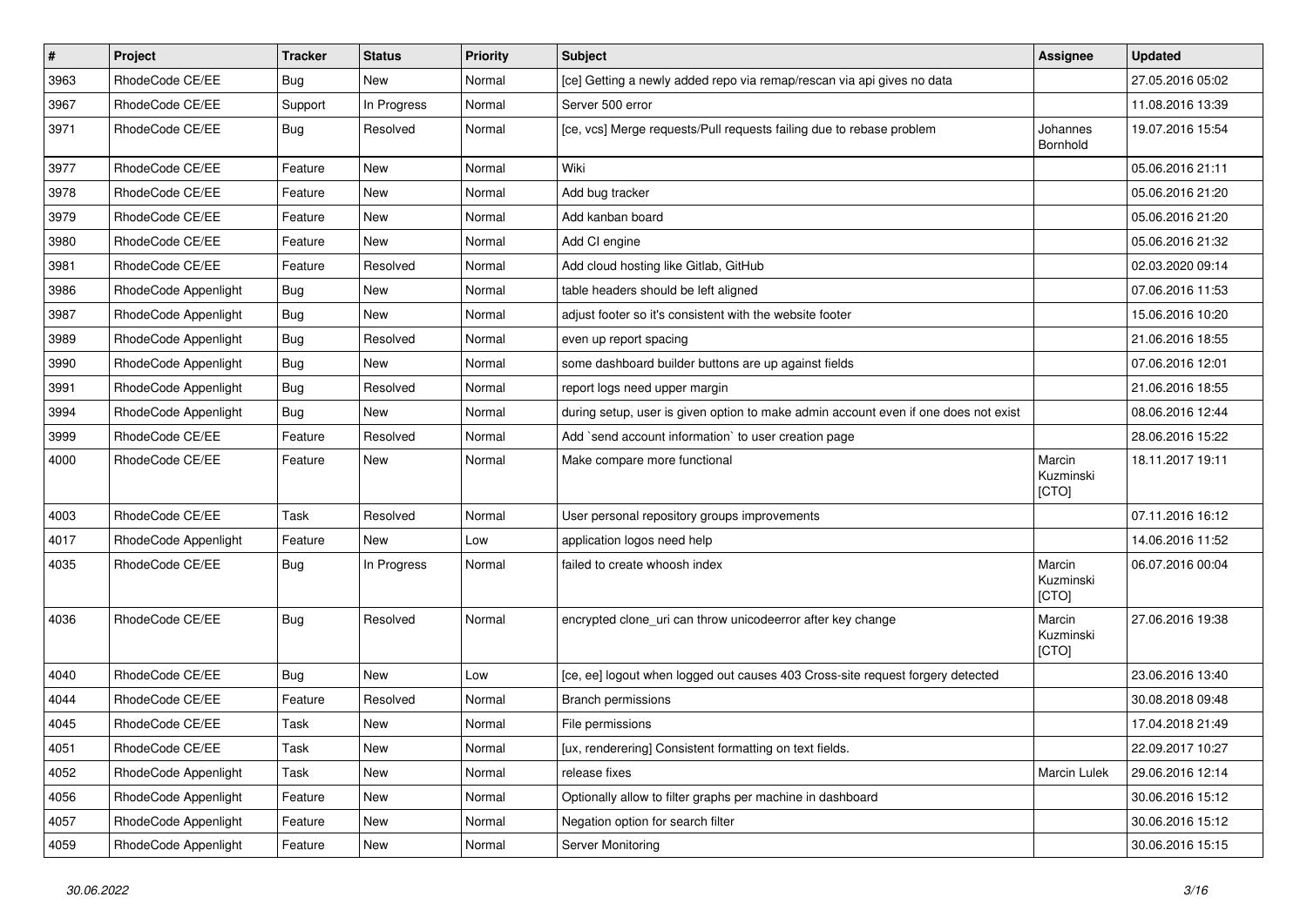| # | Project | Tracker | Status | Priority | Subject | Assignee | Updated |
|---|---|---|---|---|---|---|---|
| 3963 | RhodeCode CE/EE | Bug | New | Normal | [ce] Getting a newly added repo via remap/rescan via api gives no data | | 27.05.2016 05:02 |
| 3967 | RhodeCode CE/EE | Support | In Progress | Normal | Server 500 error | | 11.08.2016 13:39 |
| 3971 | RhodeCode CE/EE | Bug | Resolved | Normal | [ce, vcs] Merge requests/Pull requests failing due to rebase problem | Johannes Bornhold | 19.07.2016 15:54 |
| 3977 | RhodeCode CE/EE | Feature | New | Normal | Wiki | | 05.06.2016 21:11 |
| 3978 | RhodeCode CE/EE | Feature | New | Normal | Add bug tracker | | 05.06.2016 21:20 |
| 3979 | RhodeCode CE/EE | Feature | New | Normal | Add kanban board | | 05.06.2016 21:20 |
| 3980 | RhodeCode CE/EE | Feature | New | Normal | Add CI engine | | 05.06.2016 21:32 |
| 3981 | RhodeCode CE/EE | Feature | Resolved | Normal | Add cloud hosting like Gitlab, GitHub | | 02.03.2020 09:14 |
| 3986 | RhodeCode Appenlight | Bug | New | Normal | table headers should be left aligned | | 07.06.2016 11:53 |
| 3987 | RhodeCode Appenlight | Bug | New | Normal | adjust footer so it's consistent with the website footer | | 15.06.2016 10:20 |
| 3989 | RhodeCode Appenlight | Bug | Resolved | Normal | even up report spacing | | 21.06.2016 18:55 |
| 3990 | RhodeCode Appenlight | Bug | New | Normal | some dashboard builder buttons are up against fields | | 07.06.2016 12:01 |
| 3991 | RhodeCode Appenlight | Bug | Resolved | Normal | report logs need upper margin | | 21.06.2016 18:55 |
| 3994 | RhodeCode Appenlight | Bug | New | Normal | during setup, user is given option to make admin account even if one does not exist | | 08.06.2016 12:44 |
| 3999 | RhodeCode CE/EE | Feature | Resolved | Normal | Add `send account information` to user creation page | | 28.06.2016 15:22 |
| 4000 | RhodeCode CE/EE | Feature | New | Normal | Make compare more functional | Marcin Kuzminski [CTO] | 18.11.2017 19:11 |
| 4003 | RhodeCode CE/EE | Task | Resolved | Normal | User personal repository groups improvements | | 07.11.2016 16:12 |
| 4017 | RhodeCode Appenlight | Feature | New | Low | application logos need help | | 14.06.2016 11:52 |
| 4035 | RhodeCode CE/EE | Bug | In Progress | Normal | failed to create whoosh index | Marcin Kuzminski [CTO] | 06.07.2016 00:04 |
| 4036 | RhodeCode CE/EE | Bug | Resolved | Normal | encrypted clone_uri can throw unicodeerror after key change | Marcin Kuzminski [CTO] | 27.06.2016 19:38 |
| 4040 | RhodeCode CE/EE | Bug | New | Low | [ce, ee] logout when logged out causes 403 Cross-site request forgery detected | | 23.06.2016 13:40 |
| 4044 | RhodeCode CE/EE | Feature | Resolved | Normal | Branch permissions | | 30.08.2018 09:48 |
| 4045 | RhodeCode CE/EE | Task | New | Normal | File permissions | | 17.04.2018 21:49 |
| 4051 | RhodeCode CE/EE | Task | New | Normal | [ux, renderering] Consistent formatting on text fields. | | 22.09.2017 10:27 |
| 4052 | RhodeCode Appenlight | Task | New | Normal | release fixes | Marcin Lulek | 29.06.2016 12:14 |
| 4056 | RhodeCode Appenlight | Feature | New | Normal | Optionally allow to filter graphs per machine in dashboard | | 30.06.2016 15:12 |
| 4057 | RhodeCode Appenlight | Feature | New | Normal | Negation option for search filter | | 30.06.2016 15:12 |
| 4059 | RhodeCode Appenlight | Feature | New | Normal | Server Monitoring | | 30.06.2016 15:15 |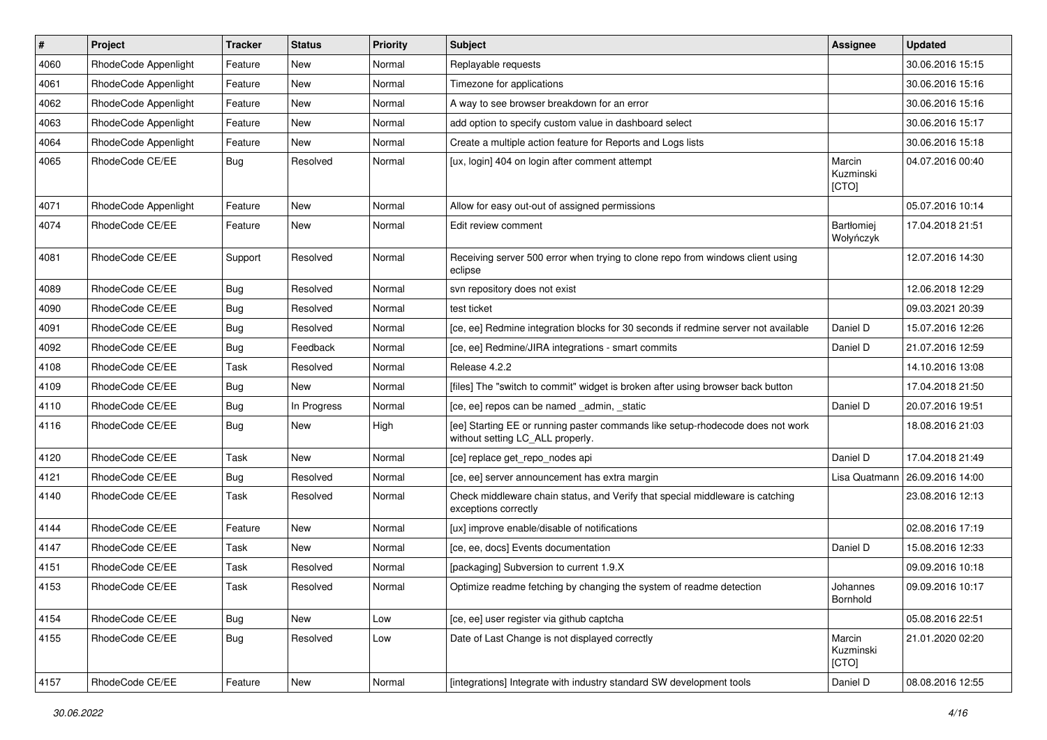| # | Project | Tracker | Status | Priority | Subject | Assignee | Updated |
|---|---|---|---|---|---|---|---|
| 4060 | RhodeCode Appenlight | Feature | New | Normal | Replayable requests | | 30.06.2016 15:15 |
| 4061 | RhodeCode Appenlight | Feature | New | Normal | Timezone for applications | | 30.06.2016 15:16 |
| 4062 | RhodeCode Appenlight | Feature | New | Normal | A way to see browser breakdown for an error | | 30.06.2016 15:16 |
| 4063 | RhodeCode Appenlight | Feature | New | Normal | add option to specify custom value in dashboard select | | 30.06.2016 15:17 |
| 4064 | RhodeCode Appenlight | Feature | New | Normal | Create a multiple action feature for Reports and Logs lists | | 30.06.2016 15:18 |
| 4065 | RhodeCode CE/EE | Bug | Resolved | Normal | [ux, login] 404 on login after comment attempt | Marcin Kuzminski [CTO] | 04.07.2016 00:40 |
| 4071 | RhodeCode Appenlight | Feature | New | Normal | Allow for easy out-out of assigned permissions | | 05.07.2016 10:14 |
| 4074 | RhodeCode CE/EE | Feature | New | Normal | Edit review comment | Bartłomiej Wołyńczyk | 17.04.2018 21:51 |
| 4081 | RhodeCode CE/EE | Support | Resolved | Normal | Receiving server 500 error when trying to clone repo from windows client using eclipse | | 12.07.2016 14:30 |
| 4089 | RhodeCode CE/EE | Bug | Resolved | Normal | svn repository does not exist | | 12.06.2018 12:29 |
| 4090 | RhodeCode CE/EE | Bug | Resolved | Normal | test ticket | | 09.03.2021 20:39 |
| 4091 | RhodeCode CE/EE | Bug | Resolved | Normal | [ce, ee] Redmine integration blocks for 30 seconds if redmine server not available | Daniel D | 15.07.2016 12:26 |
| 4092 | RhodeCode CE/EE | Bug | Feedback | Normal | [ce, ee] Redmine/JIRA integrations - smart commits | Daniel D | 21.07.2016 12:59 |
| 4108 | RhodeCode CE/EE | Task | Resolved | Normal | Release 4.2.2 | | 14.10.2016 13:08 |
| 4109 | RhodeCode CE/EE | Bug | New | Normal | [files] The "switch to commit" widget is broken after using browser back button | | 17.04.2018 21:50 |
| 4110 | RhodeCode CE/EE | Bug | In Progress | Normal | [ce, ee] repos can be named _admin, _static | Daniel D | 20.07.2016 19:51 |
| 4116 | RhodeCode CE/EE | Bug | New | High | [ee] Starting EE or running paster commands like setup-rhodecode does not work without setting LC_ALL properly. | | 18.08.2016 21:03 |
| 4120 | RhodeCode CE/EE | Task | New | Normal | [ce] replace get_repo_nodes api | Daniel D | 17.04.2018 21:49 |
| 4121 | RhodeCode CE/EE | Bug | Resolved | Normal | [ce, ee] server announcement has extra margin | Lisa Quatmann | 26.09.2016 14:00 |
| 4140 | RhodeCode CE/EE | Task | Resolved | Normal | Check middleware chain status, and Verify that special middleware is catching exceptions correctly | | 23.08.2016 12:13 |
| 4144 | RhodeCode CE/EE | Feature | New | Normal | [ux] improve enable/disable of notifications | | 02.08.2016 17:19 |
| 4147 | RhodeCode CE/EE | Task | New | Normal | [ce, ee, docs] Events documentation | Daniel D | 15.08.2016 12:33 |
| 4151 | RhodeCode CE/EE | Task | Resolved | Normal | [packaging] Subversion to current 1.9.X | | 09.09.2016 10:18 |
| 4153 | RhodeCode CE/EE | Task | Resolved | Normal | Optimize readme fetching by changing the system of readme detection | Johannes Bornhold | 09.09.2016 10:17 |
| 4154 | RhodeCode CE/EE | Bug | New | Low | [ce, ee] user register via github captcha | | 05.08.2016 22:51 |
| 4155 | RhodeCode CE/EE | Bug | Resolved | Low | Date of Last Change is not displayed correctly | Marcin Kuzminski [CTO] | 21.01.2020 02:20 |
| 4157 | RhodeCode CE/EE | Feature | New | Normal | [integrations] Integrate with industry standard SW development tools | Daniel D | 08.08.2016 12:55 |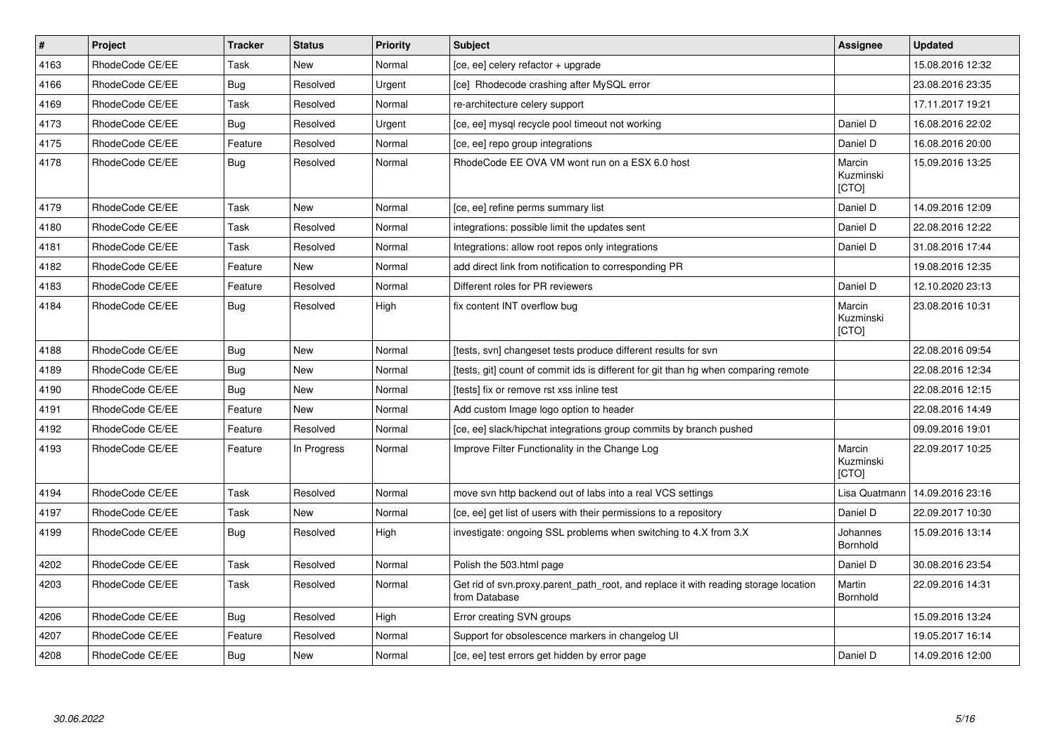| # | Project | Tracker | Status | Priority | Subject | Assignee | Updated |
|---|---|---|---|---|---|---|---|
| 4163 | RhodeCode CE/EE | Task | New | Normal | [ce, ee] celery refactor + upgrade | | 15.08.2016 12:32 |
| 4166 | RhodeCode CE/EE | Bug | Resolved | Urgent | [ce] Rhodecode crashing after MySQL error | | 23.08.2016 23:35 |
| 4169 | RhodeCode CE/EE | Task | Resolved | Normal | re-architecture celery support | | 17.11.2017 19:21 |
| 4173 | RhodeCode CE/EE | Bug | Resolved | Urgent | [ce, ee] mysql recycle pool timeout not working | Daniel D | 16.08.2016 22:02 |
| 4175 | RhodeCode CE/EE | Feature | Resolved | Normal | [ce, ee] repo group integrations | Daniel D | 16.08.2016 20:00 |
| 4178 | RhodeCode CE/EE | Bug | Resolved | Normal | RhodeCode EE OVA VM wont run on a ESX 6.0 host | Marcin Kuzminski [CTO] | 15.09.2016 13:25 |
| 4179 | RhodeCode CE/EE | Task | New | Normal | [ce, ee] refine perms summary list | Daniel D | 14.09.2016 12:09 |
| 4180 | RhodeCode CE/EE | Task | Resolved | Normal | integrations: possible limit the updates sent | Daniel D | 22.08.2016 12:22 |
| 4181 | RhodeCode CE/EE | Task | Resolved | Normal | Integrations: allow root repos only integrations | Daniel D | 31.08.2016 17:44 |
| 4182 | RhodeCode CE/EE | Feature | New | Normal | add direct link from notification to corresponding PR | | 19.08.2016 12:35 |
| 4183 | RhodeCode CE/EE | Feature | Resolved | Normal | Different roles for PR reviewers | Daniel D | 12.10.2020 23:13 |
| 4184 | RhodeCode CE/EE | Bug | Resolved | High | fix content INT overflow bug | Marcin Kuzminski [CTO] | 23.08.2016 10:31 |
| 4188 | RhodeCode CE/EE | Bug | New | Normal | [tests, svn] changeset tests produce different results for svn | | 22.08.2016 09:54 |
| 4189 | RhodeCode CE/EE | Bug | New | Normal | [tests, git] count of commit ids is different for git than hg when comparing remote | | 22.08.2016 12:34 |
| 4190 | RhodeCode CE/EE | Bug | New | Normal | [tests] fix or remove rst xss inline test | | 22.08.2016 12:15 |
| 4191 | RhodeCode CE/EE | Feature | New | Normal | Add custom Image logo option to header | | 22.08.2016 14:49 |
| 4192 | RhodeCode CE/EE | Feature | Resolved | Normal | [ce, ee] slack/hipchat integrations group commits by branch pushed | | 09.09.2016 19:01 |
| 4193 | RhodeCode CE/EE | Feature | In Progress | Normal | Improve Filter Functionality in the Change Log | Marcin Kuzminski [CTO] | 22.09.2017 10:25 |
| 4194 | RhodeCode CE/EE | Task | Resolved | Normal | move svn http backend out of labs into a real VCS settings | Lisa Quatmann | 14.09.2016 23:16 |
| 4197 | RhodeCode CE/EE | Task | New | Normal | [ce, ee] get list of users with their permissions to a repository | Daniel D | 22.09.2017 10:30 |
| 4199 | RhodeCode CE/EE | Bug | Resolved | High | investigate: ongoing SSL problems when switching to 4.X from 3.X | Johannes Bornhold | 15.09.2016 13:14 |
| 4202 | RhodeCode CE/EE | Task | Resolved | Normal | Polish the 503.html page | Daniel D | 30.08.2016 23:54 |
| 4203 | RhodeCode CE/EE | Task | Resolved | Normal | Get rid of svn.proxy.parent_path_root, and replace it with reading storage location from Database | Martin Bornhold | 22.09.2016 14:31 |
| 4206 | RhodeCode CE/EE | Bug | Resolved | High | Error creating SVN groups | | 15.09.2016 13:24 |
| 4207 | RhodeCode CE/EE | Feature | Resolved | Normal | Support for obsolescence markers in changelog UI | | 19.05.2017 16:14 |
| 4208 | RhodeCode CE/EE | Bug | New | Normal | [ce, ee] test errors get hidden by error page | Daniel D | 14.09.2016 12:00 |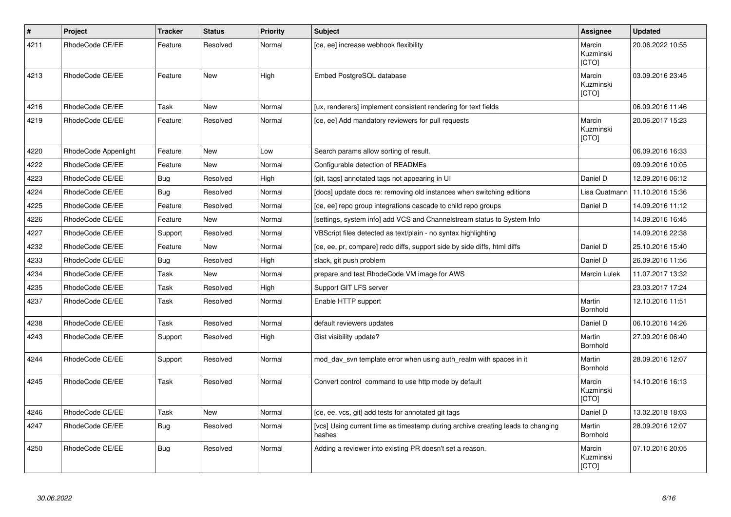| # | Project | Tracker | Status | Priority | Subject | Assignee | Updated |
| --- | --- | --- | --- | --- | --- | --- | --- |
| 4211 | RhodeCode CE/EE | Feature | Resolved | Normal | [ce, ee] increase webhook flexibility | Marcin Kuzminski [CTO] | 20.06.2022 10:55 |
| 4213 | RhodeCode CE/EE | Feature | New | High | Embed PostgreSQL database | Marcin Kuzminski [CTO] | 03.09.2016 23:45 |
| 4216 | RhodeCode CE/EE | Task | New | Normal | [ux, renderers] implement consistent rendering for text fields |  | 06.09.2016 11:46 |
| 4219 | RhodeCode CE/EE | Feature | Resolved | Normal | [ce, ee] Add mandatory reviewers for pull requests | Marcin Kuzminski [CTO] | 20.06.2017 15:23 |
| 4220 | RhodeCode Appenlight | Feature | New | Low | Search params allow sorting of result. |  | 06.09.2016 16:33 |
| 4222 | RhodeCode CE/EE | Feature | New | Normal | Configurable detection of READMEs |  | 09.09.2016 10:05 |
| 4223 | RhodeCode CE/EE | Bug | Resolved | High | [git, tags] annotated tags not appearing in UI | Daniel D | 12.09.2016 06:12 |
| 4224 | RhodeCode CE/EE | Bug | Resolved | Normal | [docs] update docs re: removing old instances when switching editions | Lisa Quatmann | 11.10.2016 15:36 |
| 4225 | RhodeCode CE/EE | Feature | Resolved | Normal | [ce, ee] repo group integrations cascade to child repo groups | Daniel D | 14.09.2016 11:12 |
| 4226 | RhodeCode CE/EE | Feature | New | Normal | [settings, system info] add VCS and Channelstream status to System Info |  | 14.09.2016 16:45 |
| 4227 | RhodeCode CE/EE | Support | Resolved | Normal | VBScript files detected as text/plain - no syntax highlighting |  | 14.09.2016 22:38 |
| 4232 | RhodeCode CE/EE | Feature | New | Normal | [ce, ee, pr, compare] redo diffs, support side by side diffs, html diffs | Daniel D | 25.10.2016 15:40 |
| 4233 | RhodeCode CE/EE | Bug | Resolved | High | slack, git push problem | Daniel D | 26.09.2016 11:56 |
| 4234 | RhodeCode CE/EE | Task | New | Normal | prepare and test RhodeCode VM image for AWS | Marcin Lulek | 11.07.2017 13:32 |
| 4235 | RhodeCode CE/EE | Task | Resolved | High | Support GIT LFS server |  | 23.03.2017 17:24 |
| 4237 | RhodeCode CE/EE | Task | Resolved | Normal | Enable HTTP support | Martin Bornhold | 12.10.2016 11:51 |
| 4238 | RhodeCode CE/EE | Task | Resolved | Normal | default reviewers updates | Daniel D | 06.10.2016 14:26 |
| 4243 | RhodeCode CE/EE | Support | Resolved | High | Gist visibility update? | Martin Bornhold | 27.09.2016 06:40 |
| 4244 | RhodeCode CE/EE | Support | Resolved | Normal | mod_dav_svn template error when using auth_realm with spaces in it | Martin Bornhold | 28.09.2016 12:07 |
| 4245 | RhodeCode CE/EE | Task | Resolved | Normal | Convert control command to use http mode by default | Marcin Kuzminski [CTO] | 14.10.2016 16:13 |
| 4246 | RhodeCode CE/EE | Task | New | Normal | [ce, ee, vcs, git] add tests for annotated git tags | Daniel D | 13.02.2018 18:03 |
| 4247 | RhodeCode CE/EE | Bug | Resolved | Normal | [vcs] Using current time as timestamp during archive creating leads to changing hashes | Martin Bornhold | 28.09.2016 12:07 |
| 4250 | RhodeCode CE/EE | Bug | Resolved | Normal | Adding a reviewer into existing PR doesn't set a reason. | Marcin Kuzminski [CTO] | 07.10.2016 20:05 |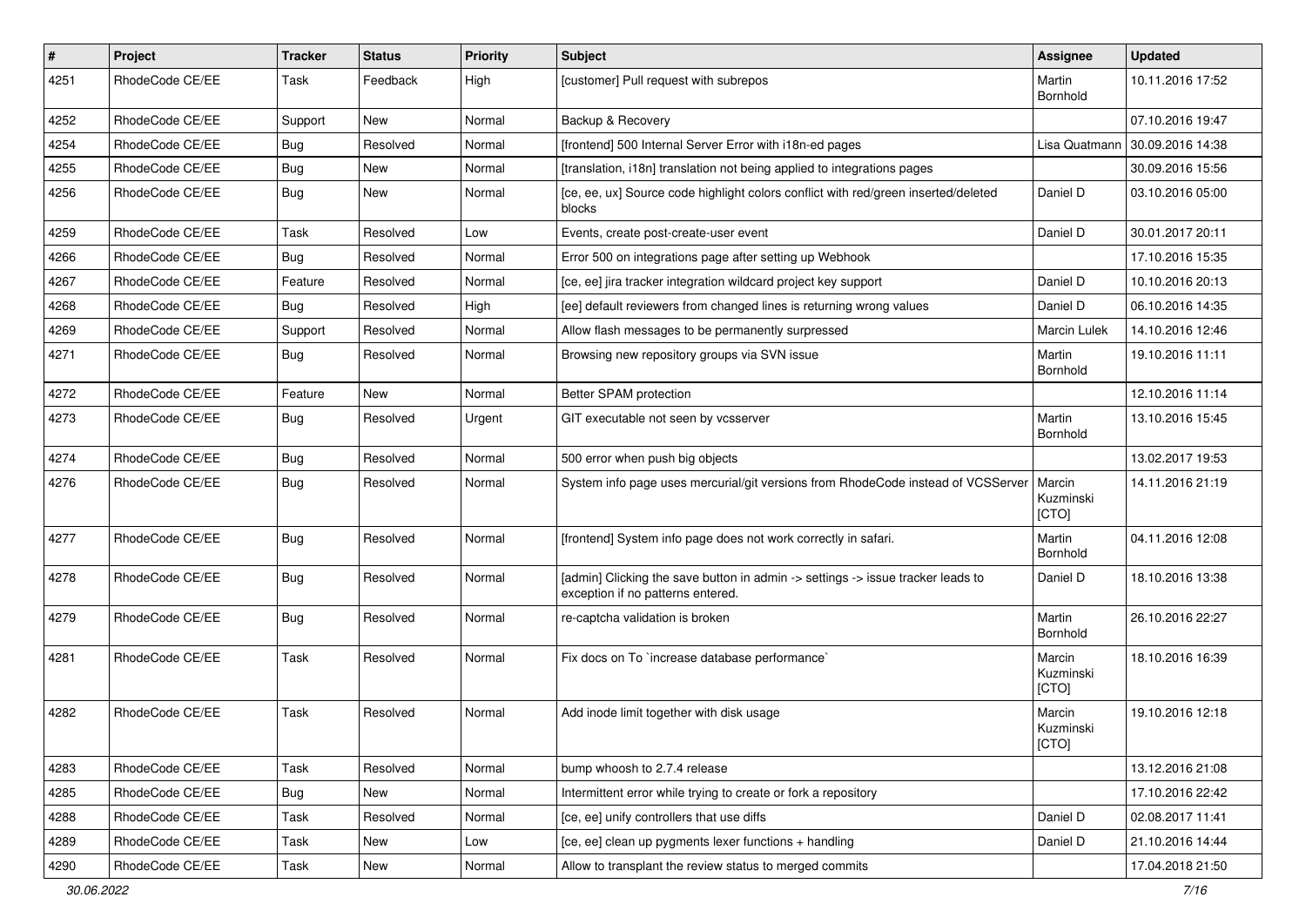| # | Project | Tracker | Status | Priority | Subject | Assignee | Updated |
| --- | --- | --- | --- | --- | --- | --- | --- |
| 4251 | RhodeCode CE/EE | Task | Feedback | High | [customer] Pull request with subrepos | Martin Bornhold | 10.11.2016 17:52 |
| 4252 | RhodeCode CE/EE | Support | New | Normal | Backup & Recovery | | 07.10.2016 19:47 |
| 4254 | RhodeCode CE/EE | Bug | Resolved | Normal | [frontend] 500 Internal Server Error with i18n-ed pages | Lisa Quatmann | 30.09.2016 14:38 |
| 4255 | RhodeCode CE/EE | Bug | New | Normal | [translation, i18n] translation not being applied to integrations pages | | 30.09.2016 15:56 |
| 4256 | RhodeCode CE/EE | Bug | New | Normal | [ce, ee, ux] Source code highlight colors conflict with red/green inserted/deleted blocks | Daniel D | 03.10.2016 05:00 |
| 4259 | RhodeCode CE/EE | Task | Resolved | Low | Events, create post-create-user event | Daniel D | 30.01.2017 20:11 |
| 4266 | RhodeCode CE/EE | Bug | Resolved | Normal | Error 500 on integrations page after setting up Webhook | | 17.10.2016 15:35 |
| 4267 | RhodeCode CE/EE | Feature | Resolved | Normal | [ce, ee] jira tracker integration wildcard project key support | Daniel D | 10.10.2016 20:13 |
| 4268 | RhodeCode CE/EE | Bug | Resolved | High | [ee] default reviewers from changed lines is returning wrong values | Daniel D | 06.10.2016 14:35 |
| 4269 | RhodeCode CE/EE | Support | Resolved | Normal | Allow flash messages to be permanently surpressed | Marcin Lulek | 14.10.2016 12:46 |
| 4271 | RhodeCode CE/EE | Bug | Resolved | Normal | Browsing new repository groups via SVN issue | Martin Bornhold | 19.10.2016 11:11 |
| 4272 | RhodeCode CE/EE | Feature | New | Normal | Better SPAM protection | | 12.10.2016 11:14 |
| 4273 | RhodeCode CE/EE | Bug | Resolved | Urgent | GIT executable not seen by vcsserver | Martin Bornhold | 13.10.2016 15:45 |
| 4274 | RhodeCode CE/EE | Bug | Resolved | Normal | 500 error when push big objects | | 13.02.2017 19:53 |
| 4276 | RhodeCode CE/EE | Bug | Resolved | Normal | System info page uses mercurial/git versions from RhodeCode instead of VCSServer | Marcin Kuzminski [CTO] | 14.11.2016 21:19 |
| 4277 | RhodeCode CE/EE | Bug | Resolved | Normal | [frontend] System info page does not work correctly in safari. | Martin Bornhold | 04.11.2016 12:08 |
| 4278 | RhodeCode CE/EE | Bug | Resolved | Normal | [admin] Clicking the save button in admin -> settings -> issue tracker leads to exception if no patterns entered. | Daniel D | 18.10.2016 13:38 |
| 4279 | RhodeCode CE/EE | Bug | Resolved | Normal | re-captcha validation is broken | Martin Bornhold | 26.10.2016 22:27 |
| 4281 | RhodeCode CE/EE | Task | Resolved | Normal | Fix docs on To `increase database performance` | Marcin Kuzminski [CTO] | 18.10.2016 16:39 |
| 4282 | RhodeCode CE/EE | Task | Resolved | Normal | Add inode limit together with disk usage | Marcin Kuzminski [CTO] | 19.10.2016 12:18 |
| 4283 | RhodeCode CE/EE | Task | Resolved | Normal | bump whoosh to 2.7.4 release | | 13.12.2016 21:08 |
| 4285 | RhodeCode CE/EE | Bug | New | Normal | Intermittent error while trying to create or fork a repository | | 17.10.2016 22:42 |
| 4288 | RhodeCode CE/EE | Task | Resolved | Normal | [ce, ee] unify controllers that use diffs | Daniel D | 02.08.2017 11:41 |
| 4289 | RhodeCode CE/EE | Task | New | Low | [ce, ee] clean up pygments lexer functions + handling | Daniel D | 21.10.2016 14:44 |
| 4290 | RhodeCode CE/EE | Task | New | Normal | Allow to transplant the review status to merged commits | | 17.04.2018 21:50 |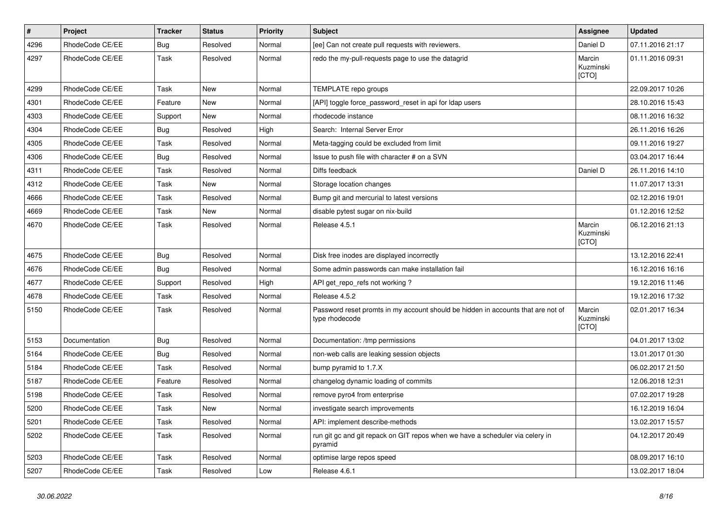| # | Project | Tracker | Status | Priority | Subject | Assignee | Updated |
|---|---|---|---|---|---|---|---|
| 4296 | RhodeCode CE/EE | Bug | Resolved | Normal | [ee] Can not create pull requests with reviewers. | Daniel D | 07.11.2016 21:17 |
| 4297 | RhodeCode CE/EE | Task | Resolved | Normal | redo the my-pull-requests page to use the datagrid | Marcin Kuzminski [CTO] | 01.11.2016 09:31 |
| 4299 | RhodeCode CE/EE | Task | New | Normal | TEMPLATE repo groups | | 22.09.2017 10:26 |
| 4301 | RhodeCode CE/EE | Feature | New | Normal | [API] toggle force_password_reset in api for ldap users | | 28.10.2016 15:43 |
| 4303 | RhodeCode CE/EE | Support | New | Normal | rhodecode instance | | 08.11.2016 16:32 |
| 4304 | RhodeCode CE/EE | Bug | Resolved | High | Search: Internal Server Error | | 26.11.2016 16:26 |
| 4305 | RhodeCode CE/EE | Task | Resolved | Normal | Meta-tagging could be excluded from limit | | 09.11.2016 19:27 |
| 4306 | RhodeCode CE/EE | Bug | Resolved | Normal | Issue to push file with character # on a SVN | | 03.04.2017 16:44 |
| 4311 | RhodeCode CE/EE | Task | Resolved | Normal | Diffs feedback | Daniel D | 26.11.2016 14:10 |
| 4312 | RhodeCode CE/EE | Task | New | Normal | Storage location changes | | 11.07.2017 13:31 |
| 4666 | RhodeCode CE/EE | Task | Resolved | Normal | Bump git and mercurial to latest versions | | 02.12.2016 19:01 |
| 4669 | RhodeCode CE/EE | Task | New | Normal | disable pytest sugar on nix-build | | 01.12.2016 12:52 |
| 4670 | RhodeCode CE/EE | Task | Resolved | Normal | Release 4.5.1 | Marcin Kuzminski [CTO] | 06.12.2016 21:13 |
| 4675 | RhodeCode CE/EE | Bug | Resolved | Normal | Disk free inodes are displayed incorrectly | | 13.12.2016 22:41 |
| 4676 | RhodeCode CE/EE | Bug | Resolved | Normal | Some admin passwords can make installation fail | | 16.12.2016 16:16 |
| 4677 | RhodeCode CE/EE | Support | Resolved | High | API get_repo_refs not working ? | | 19.12.2016 11:46 |
| 4678 | RhodeCode CE/EE | Task | Resolved | Normal | Release 4.5.2 | | 19.12.2016 17:32 |
| 5150 | RhodeCode CE/EE | Task | Resolved | Normal | Password reset promts in my account should be hidden in accounts that are not of type rhodecode | Marcin Kuzminski [CTO] | 02.01.2017 16:34 |
| 5153 | Documentation | Bug | Resolved | Normal | Documentation: /tmp permissions | | 04.01.2017 13:02 |
| 5164 | RhodeCode CE/EE | Bug | Resolved | Normal | non-web calls are leaking session objects | | 13.01.2017 01:30 |
| 5184 | RhodeCode CE/EE | Task | Resolved | Normal | bump pyramid to 1.7.X | | 06.02.2017 21:50 |
| 5187 | RhodeCode CE/EE | Feature | Resolved | Normal | changelog dynamic loading of commits | | 12.06.2018 12:31 |
| 5198 | RhodeCode CE/EE | Task | Resolved | Normal | remove pyro4 from enterprise | | 07.02.2017 19:28 |
| 5200 | RhodeCode CE/EE | Task | New | Normal | investigate search improvements | | 16.12.2019 16:04 |
| 5201 | RhodeCode CE/EE | Task | Resolved | Normal | API: implement describe-methods | | 13.02.2017 15:57 |
| 5202 | RhodeCode CE/EE | Task | Resolved | Normal | run git gc and git repack on GIT repos when we have a scheduler via celery in pyramid | | 04.12.2017 20:49 |
| 5203 | RhodeCode CE/EE | Task | Resolved | Normal | optimise large repos speed | | 08.09.2017 16:10 |
| 5207 | RhodeCode CE/EE | Task | Resolved | Low | Release 4.6.1 | | 13.02.2017 18:04 |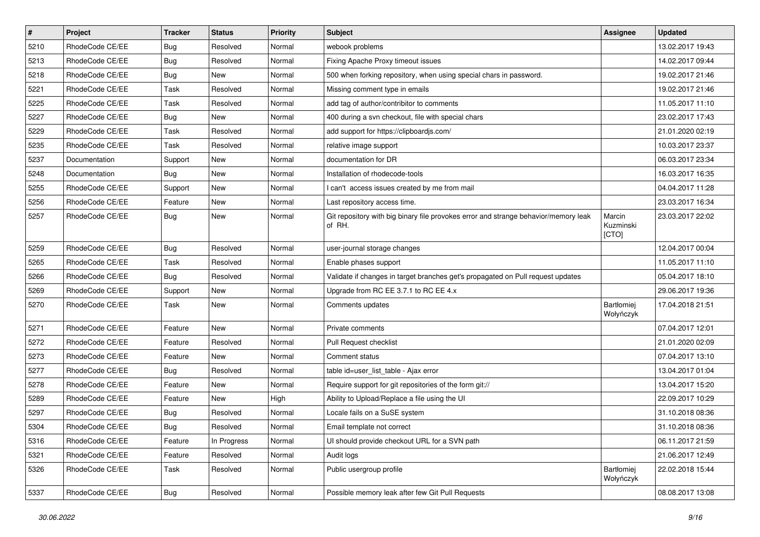| # | Project | Tracker | Status | Priority | Subject | Assignee | Updated |
| --- | --- | --- | --- | --- | --- | --- | --- |
| 5210 | RhodeCode CE/EE | Bug | Resolved | Normal | webook problems | | 13.02.2017 19:43 |
| 5213 | RhodeCode CE/EE | Bug | Resolved | Normal | Fixing Apache Proxy timeout issues | | 14.02.2017 09:44 |
| 5218 | RhodeCode CE/EE | Bug | New | Normal | 500 when forking repository, when using special chars in password. | | 19.02.2017 21:46 |
| 5221 | RhodeCode CE/EE | Task | Resolved | Normal | Missing comment type in emails | | 19.02.2017 21:46 |
| 5225 | RhodeCode CE/EE | Task | Resolved | Normal | add tag of author/contribitor to comments | | 11.05.2017 11:10 |
| 5227 | RhodeCode CE/EE | Bug | New | Normal | 400 during a svn checkout, file with special chars | | 23.02.2017 17:43 |
| 5229 | RhodeCode CE/EE | Task | Resolved | Normal | add support for https://clipboardjs.com/ | | 21.01.2020 02:19 |
| 5235 | RhodeCode CE/EE | Task | Resolved | Normal | relative image support | | 10.03.2017 23:37 |
| 5237 | Documentation | Support | New | Normal | documentation for DR | | 06.03.2017 23:34 |
| 5248 | Documentation | Bug | New | Normal | Installation of rhodecode-tools | | 16.03.2017 16:35 |
| 5255 | RhodeCode CE/EE | Support | New | Normal | I can't access issues created by me from mail | | 04.04.2017 11:28 |
| 5256 | RhodeCode CE/EE | Feature | New | Normal | Last repository access time. | | 23.03.2017 16:34 |
| 5257 | RhodeCode CE/EE | Bug | New | Normal | Git repository with big binary file provokes error and strange behavior/memory leak of RH. | Marcin Kuzminski [CTO] | 23.03.2017 22:02 |
| 5259 | RhodeCode CE/EE | Bug | Resolved | Normal | user-journal storage changes | | 12.04.2017 00:04 |
| 5265 | RhodeCode CE/EE | Task | Resolved | Normal | Enable phases support | | 11.05.2017 11:10 |
| 5266 | RhodeCode CE/EE | Bug | Resolved | Normal | Validate if changes in target branches get's propagated on Pull request updates | | 05.04.2017 18:10 |
| 5269 | RhodeCode CE/EE | Support | New | Normal | Upgrade from RC EE 3.7.1 to RC EE 4.x | | 29.06.2017 19:36 |
| 5270 | RhodeCode CE/EE | Task | New | Normal | Comments updates | Bartłomiej Wołyńczyk | 17.04.2018 21:51 |
| 5271 | RhodeCode CE/EE | Feature | New | Normal | Private comments | | 07.04.2017 12:01 |
| 5272 | RhodeCode CE/EE | Feature | Resolved | Normal | Pull Request checklist | | 21.01.2020 02:09 |
| 5273 | RhodeCode CE/EE | Feature | New | Normal | Comment status | | 07.04.2017 13:10 |
| 5277 | RhodeCode CE/EE | Bug | Resolved | Normal | table id=user_list_table - Ajax error | | 13.04.2017 01:04 |
| 5278 | RhodeCode CE/EE | Feature | New | Normal | Require support for git repositories of the form git:// | | 13.04.2017 15:20 |
| 5289 | RhodeCode CE/EE | Feature | New | High | Ability to Upload/Replace a file using the UI | | 22.09.2017 10:29 |
| 5297 | RhodeCode CE/EE | Bug | Resolved | Normal | Locale fails on a SuSE system | | 31.10.2018 08:36 |
| 5304 | RhodeCode CE/EE | Bug | Resolved | Normal | Email template not correct | | 31.10.2018 08:36 |
| 5316 | RhodeCode CE/EE | Feature | In Progress | Normal | UI should provide checkout URL for a SVN path | | 06.11.2017 21:59 |
| 5321 | RhodeCode CE/EE | Feature | Resolved | Normal | Audit logs | | 21.06.2017 12:49 |
| 5326 | RhodeCode CE/EE | Task | Resolved | Normal | Public usergroup profile | Bartłomiej Wołyńczyk | 22.02.2018 15:44 |
| 5337 | RhodeCode CE/EE | Bug | Resolved | Normal | Possible memory leak after few Git Pull Requests | | 08.08.2017 13:08 |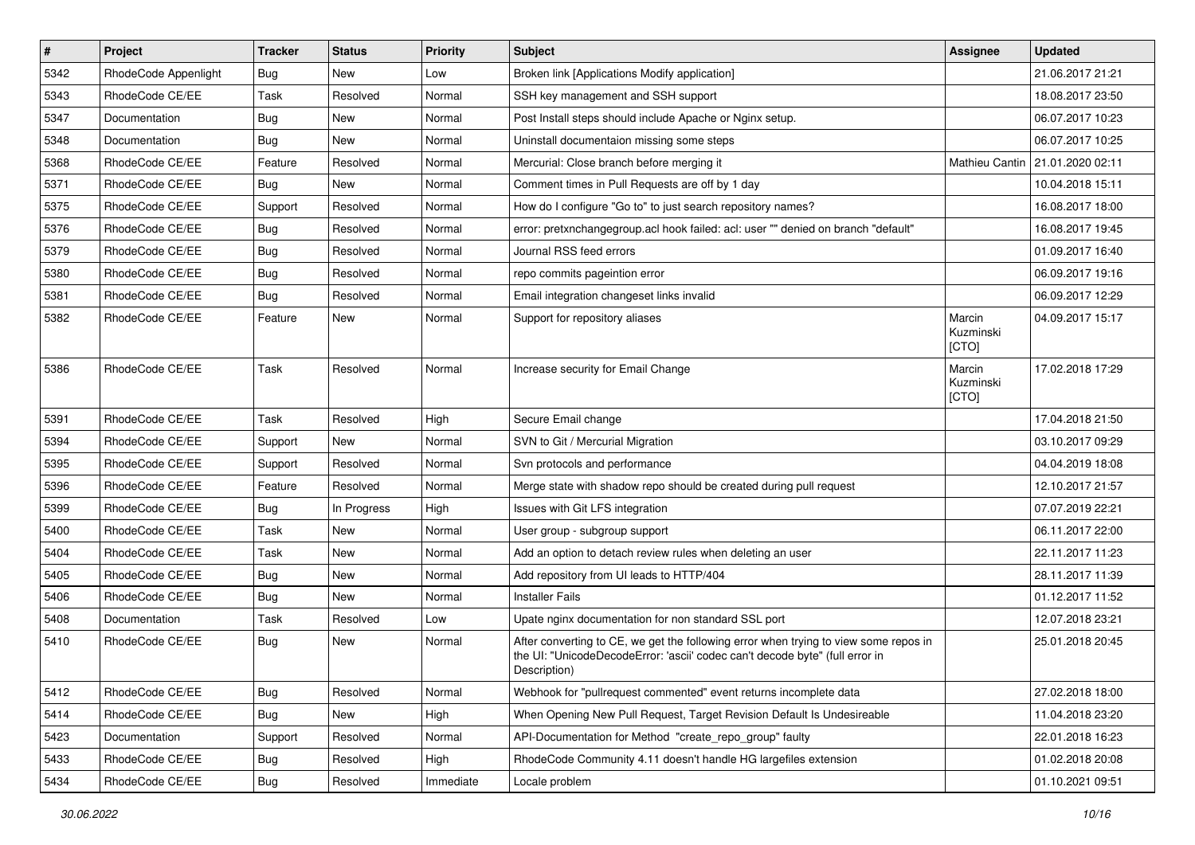| # | Project | Tracker | Status | Priority | Subject | Assignee | Updated |
| --- | --- | --- | --- | --- | --- | --- | --- |
| 5342 | RhodeCode Appenlight | Bug | New | Low | Broken link [Applications Modify application] | | 21.06.2017 21:21 |
| 5343 | RhodeCode CE/EE | Task | Resolved | Normal | SSH key management and SSH support | | 18.08.2017 23:50 |
| 5347 | Documentation | Bug | New | Normal | Post Install steps should include Apache or Nginx setup. | | 06.07.2017 10:23 |
| 5348 | Documentation | Bug | New | Normal | Uninstall documentaion missing some steps | | 06.07.2017 10:25 |
| 5368 | RhodeCode CE/EE | Feature | Resolved | Normal | Mercurial: Close branch before merging it | Mathieu Cantin | 21.01.2020 02:11 |
| 5371 | RhodeCode CE/EE | Bug | New | Normal | Comment times in Pull Requests are off by 1 day | | 10.04.2018 15:11 |
| 5375 | RhodeCode CE/EE | Support | Resolved | Normal | How do I configure "Go to" to just search repository names? | | 16.08.2017 18:00 |
| 5376 | RhodeCode CE/EE | Bug | Resolved | Normal | error: pretxnchangegroup.acl hook failed: acl: user "" denied on branch "default" | | 16.08.2017 19:45 |
| 5379 | RhodeCode CE/EE | Bug | Resolved | Normal | Journal RSS feed errors | | 01.09.2017 16:40 |
| 5380 | RhodeCode CE/EE | Bug | Resolved | Normal | repo commits pageintion error | | 06.09.2017 19:16 |
| 5381 | RhodeCode CE/EE | Bug | Resolved | Normal | Email integration changeset links invalid | | 06.09.2017 12:29 |
| 5382 | RhodeCode CE/EE | Feature | New | Normal | Support for repository aliases | Marcin Kuzminski [CTO] | 04.09.2017 15:17 |
| 5386 | RhodeCode CE/EE | Task | Resolved | Normal | Increase security for Email Change | Marcin Kuzminski [CTO] | 17.02.2018 17:29 |
| 5391 | RhodeCode CE/EE | Task | Resolved | High | Secure Email change | | 17.04.2018 21:50 |
| 5394 | RhodeCode CE/EE | Support | New | Normal | SVN to Git / Mercurial Migration | | 03.10.2017 09:29 |
| 5395 | RhodeCode CE/EE | Support | Resolved | Normal | Svn protocols and performance | | 04.04.2019 18:08 |
| 5396 | RhodeCode CE/EE | Feature | Resolved | Normal | Merge state with shadow repo should be created during pull request | | 12.10.2017 21:57 |
| 5399 | RhodeCode CE/EE | Bug | In Progress | High | Issues with Git LFS integration | | 07.07.2019 22:21 |
| 5400 | RhodeCode CE/EE | Task | New | Normal | User group - subgroup support | | 06.11.2017 22:00 |
| 5404 | RhodeCode CE/EE | Task | New | Normal | Add an option to detach review rules when deleting an user | | 22.11.2017 11:23 |
| 5405 | RhodeCode CE/EE | Bug | New | Normal | Add repository from UI leads to HTTP/404 | | 28.11.2017 11:39 |
| 5406 | RhodeCode CE/EE | Bug | New | Normal | Installer Fails | | 01.12.2017 11:52 |
| 5408 | Documentation | Task | Resolved | Low | Upate nginx documentation for non standard SSL port | | 12.07.2018 23:21 |
| 5410 | RhodeCode CE/EE | Bug | New | Normal | After converting to CE, we get the following error when trying to view some repos in the UI: "UnicodeDecodeError: 'ascii' codec can't decode byte" (full error in Description) | | 25.01.2018 20:45 |
| 5412 | RhodeCode CE/EE | Bug | Resolved | Normal | Webhook for "pullrequest commented" event returns incomplete data | | 27.02.2018 18:00 |
| 5414 | RhodeCode CE/EE | Bug | New | High | When Opening New Pull Request, Target Revision Default Is Undesireable | | 11.04.2018 23:20 |
| 5423 | Documentation | Support | Resolved | Normal | API-Documentation for Method "create_repo_group" faulty | | 22.01.2018 16:23 |
| 5433 | RhodeCode CE/EE | Bug | Resolved | High | RhodeCode Community 4.11 doesn't handle HG largefiles extension | | 01.02.2018 20:08 |
| 5434 | RhodeCode CE/EE | Bug | Resolved | Immediate | Locale problem | | 01.10.2021 09:51 |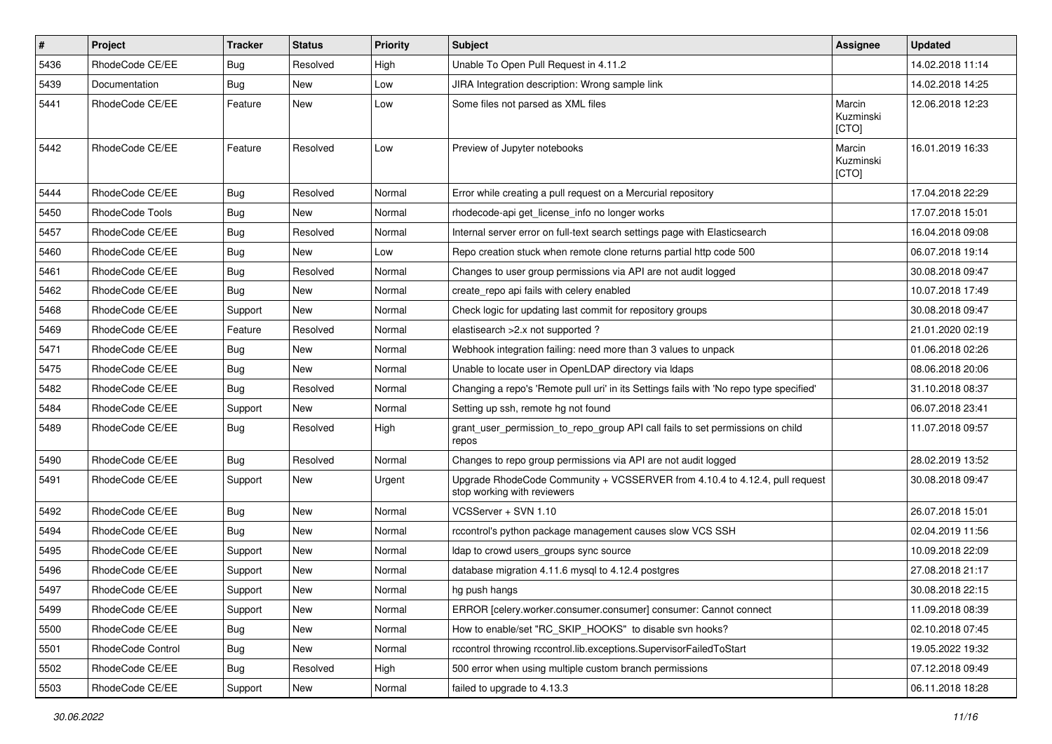| # | Project | Tracker | Status | Priority | Subject | Assignee | Updated |
|---|---|---|---|---|---|---|---|
| 5436 | RhodeCode CE/EE | Bug | Resolved | High | Unable To Open Pull Request in 4.11.2 | | 14.02.2018 11:14 |
| 5439 | Documentation | Bug | New | Low | JIRA Integration description: Wrong sample link | | 14.02.2018 14:25 |
| 5441 | RhodeCode CE/EE | Feature | New | Low | Some files not parsed as XML files | Marcin Kuzminski [CTO] | 12.06.2018 12:23 |
| 5442 | RhodeCode CE/EE | Feature | Resolved | Low | Preview of Jupyter notebooks | Marcin Kuzminski [CTO] | 16.01.2019 16:33 |
| 5444 | RhodeCode CE/EE | Bug | Resolved | Normal | Error while creating a pull request on a Mercurial repository | | 17.04.2018 22:29 |
| 5450 | RhodeCode Tools | Bug | New | Normal | rhodecode-api get_license_info no longer works | | 17.07.2018 15:01 |
| 5457 | RhodeCode CE/EE | Bug | Resolved | Normal | Internal server error on full-text search settings page with Elasticsearch | | 16.04.2018 09:08 |
| 5460 | RhodeCode CE/EE | Bug | New | Low | Repo creation stuck when remote clone returns partial http code 500 | | 06.07.2018 19:14 |
| 5461 | RhodeCode CE/EE | Bug | Resolved | Normal | Changes to user group permissions via API are not audit logged | | 30.08.2018 09:47 |
| 5462 | RhodeCode CE/EE | Bug | New | Normal | create_repo api fails with celery enabled | | 10.07.2018 17:49 |
| 5468 | RhodeCode CE/EE | Support | New | Normal | Check logic for updating last commit for repository groups | | 30.08.2018 09:47 |
| 5469 | RhodeCode CE/EE | Feature | Resolved | Normal | elastisearch >2.x not supported ? | | 21.01.2020 02:19 |
| 5471 | RhodeCode CE/EE | Bug | New | Normal | Webhook integration failing: need more than 3 values to unpack | | 01.06.2018 02:26 |
| 5475 | RhodeCode CE/EE | Bug | New | Normal | Unable to locate user in OpenLDAP directory via ldaps | | 08.06.2018 20:06 |
| 5482 | RhodeCode CE/EE | Bug | Resolved | Normal | Changing a repo's 'Remote pull uri' in its Settings fails with 'No repo type specified' | | 31.10.2018 08:37 |
| 5484 | RhodeCode CE/EE | Support | New | Normal | Setting up ssh, remote hg not found | | 06.07.2018 23:41 |
| 5489 | RhodeCode CE/EE | Bug | Resolved | High | grant_user_permission_to_repo_group API call fails to set permissions on child repos | | 11.07.2018 09:57 |
| 5490 | RhodeCode CE/EE | Bug | Resolved | Normal | Changes to repo group permissions via API are not audit logged | | 28.02.2019 13:52 |
| 5491 | RhodeCode CE/EE | Support | New | Urgent | Upgrade RhodeCode Community + VCSSERVER from 4.10.4 to 4.12.4, pull request stop working with reviewers | | 30.08.2018 09:47 |
| 5492 | RhodeCode CE/EE | Bug | New | Normal | VCSServer + SVN 1.10 | | 26.07.2018 15:01 |
| 5494 | RhodeCode CE/EE | Bug | New | Normal | rccontrol's python package management causes slow VCS SSH | | 02.04.2019 11:56 |
| 5495 | RhodeCode CE/EE | Support | New | Normal | ldap to crowd users_groups sync source | | 10.09.2018 22:09 |
| 5496 | RhodeCode CE/EE | Support | New | Normal | database migration 4.11.6 mysql to 4.12.4 postgres | | 27.08.2018 21:17 |
| 5497 | RhodeCode CE/EE | Support | New | Normal | hg push hangs | | 30.08.2018 22:15 |
| 5499 | RhodeCode CE/EE | Support | New | Normal | ERROR [celery.worker.consumer.consumer] consumer: Cannot connect | | 11.09.2018 08:39 |
| 5500 | RhodeCode CE/EE | Bug | New | Normal | How to enable/set "RC_SKIP_HOOKS" to disable svn hooks? | | 02.10.2018 07:45 |
| 5501 | RhodeCode Control | Bug | New | Normal | rccontrol throwing rccontrol.lib.exceptions.SupervisorFailedToStart | | 19.05.2022 19:32 |
| 5502 | RhodeCode CE/EE | Bug | Resolved | High | 500 error when using multiple custom branch permissions | | 07.12.2018 09:49 |
| 5503 | RhodeCode CE/EE | Support | New | Normal | failed to upgrade to 4.13.3 | | 06.11.2018 18:28 |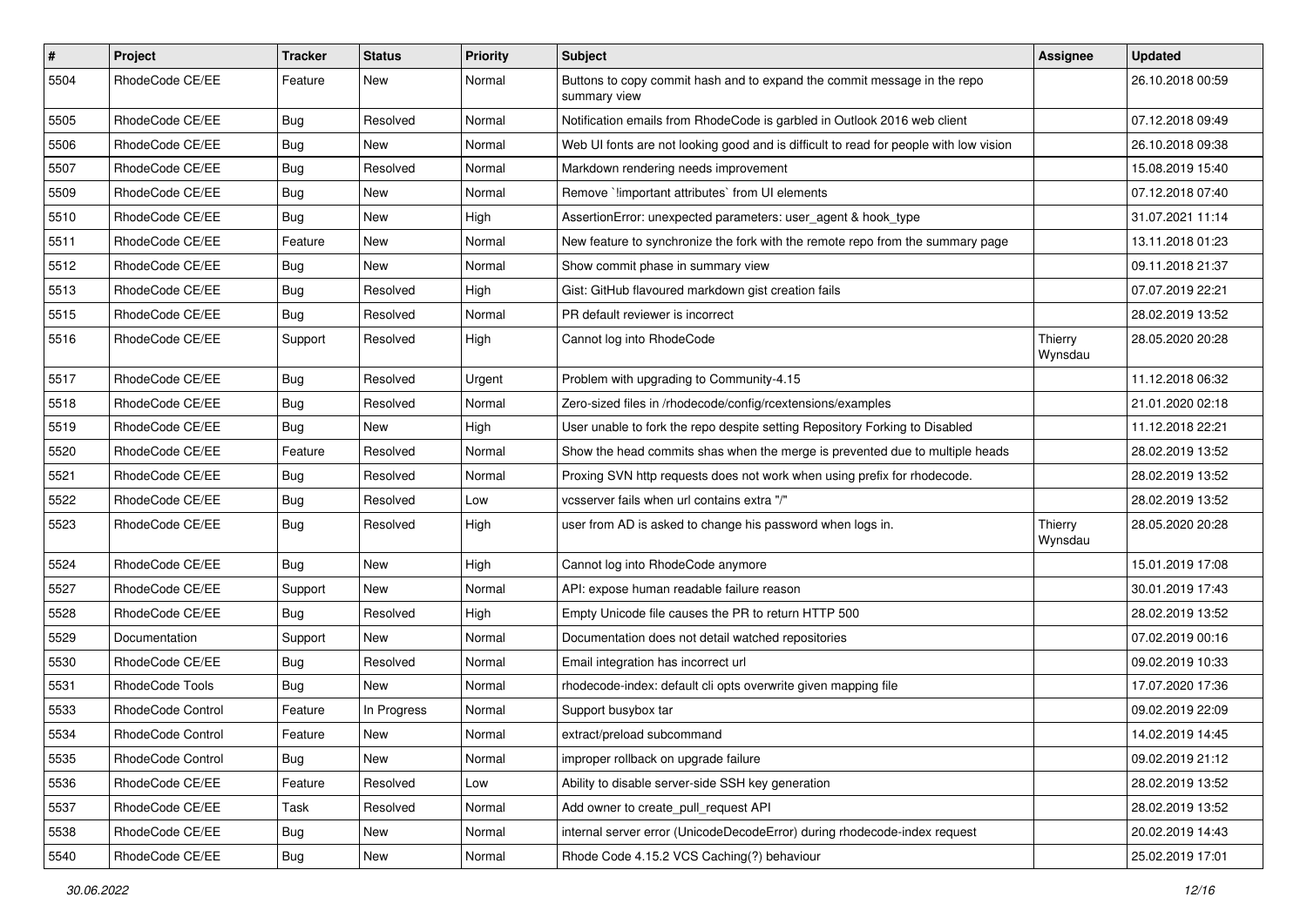| # | Project | Tracker | Status | Priority | Subject | Assignee | Updated |
|---|---|---|---|---|---|---|---|
| 5504 | RhodeCode CE/EE | Feature | New | Normal | Buttons to copy commit hash and to expand the commit message in the repo summary view | | 26.10.2018 00:59 |
| 5505 | RhodeCode CE/EE | Bug | Resolved | Normal | Notification emails from RhodeCode is garbled in Outlook 2016 web client | | 07.12.2018 09:49 |
| 5506 | RhodeCode CE/EE | Bug | New | Normal | Web UI fonts are not looking good and is difficult to read for people with low vision | | 26.10.2018 09:38 |
| 5507 | RhodeCode CE/EE | Bug | Resolved | Normal | Markdown rendering needs improvement | | 15.08.2019 15:40 |
| 5509 | RhodeCode CE/EE | Bug | New | Normal | Remove `!important attributes` from UI elements | | 07.12.2018 07:40 |
| 5510 | RhodeCode CE/EE | Bug | New | High | AssertionError: unexpected parameters: user_agent & hook_type | | 31.07.2021 11:14 |
| 5511 | RhodeCode CE/EE | Feature | New | Normal | New feature to synchronize the fork with the remote repo from the summary page | | 13.11.2018 01:23 |
| 5512 | RhodeCode CE/EE | Bug | New | Normal | Show commit phase in summary view | | 09.11.2018 21:37 |
| 5513 | RhodeCode CE/EE | Bug | Resolved | High | Gist: GitHub flavoured markdown gist creation fails | | 07.07.2019 22:21 |
| 5515 | RhodeCode CE/EE | Bug | Resolved | Normal | PR default reviewer is incorrect | | 28.02.2019 13:52 |
| 5516 | RhodeCode CE/EE | Support | Resolved | High | Cannot log into RhodeCode | Thierry Wynsdau | 28.05.2020 20:28 |
| 5517 | RhodeCode CE/EE | Bug | Resolved | Urgent | Problem with upgrading to Community-4.15 | | 11.12.2018 06:32 |
| 5518 | RhodeCode CE/EE | Bug | Resolved | Normal | Zero-sized files in /rhodecode/config/rcextensions/examples | | 21.01.2020 02:18 |
| 5519 | RhodeCode CE/EE | Bug | New | High | User unable to fork the repo despite setting Repository Forking to Disabled | | 11.12.2018 22:21 |
| 5520 | RhodeCode CE/EE | Feature | Resolved | Normal | Show the head commits shas when the merge is prevented due to multiple heads | | 28.02.2019 13:52 |
| 5521 | RhodeCode CE/EE | Bug | Resolved | Normal | Proxing SVN http requests does not work when using prefix for rhodecode. | | 28.02.2019 13:52 |
| 5522 | RhodeCode CE/EE | Bug | Resolved | Low | vcsserver fails when url contains extra "/" | | 28.02.2019 13:52 |
| 5523 | RhodeCode CE/EE | Bug | Resolved | High | user from AD is asked to change his password when logs in. | Thierry Wynsdau | 28.05.2020 20:28 |
| 5524 | RhodeCode CE/EE | Bug | New | High | Cannot log into RhodeCode anymore | | 15.01.2019 17:08 |
| 5527 | RhodeCode CE/EE | Support | New | Normal | API: expose human readable failure reason | | 30.01.2019 17:43 |
| 5528 | RhodeCode CE/EE | Bug | Resolved | High | Empty Unicode file causes the PR to return HTTP 500 | | 28.02.2019 13:52 |
| 5529 | Documentation | Support | New | Normal | Documentation does not detail watched repositories | | 07.02.2019 00:16 |
| 5530 | RhodeCode CE/EE | Bug | Resolved | Normal | Email integration has incorrect url | | 09.02.2019 10:33 |
| 5531 | RhodeCode Tools | Bug | New | Normal | rhodecode-index: default cli opts overwrite given mapping file | | 17.07.2020 17:36 |
| 5533 | RhodeCode Control | Feature | In Progress | Normal | Support busybox tar | | 09.02.2019 22:09 |
| 5534 | RhodeCode Control | Feature | New | Normal | extract/preload subcommand | | 14.02.2019 14:45 |
| 5535 | RhodeCode Control | Bug | New | Normal | improper rollback on upgrade failure | | 09.02.2019 21:12 |
| 5536 | RhodeCode CE/EE | Feature | Resolved | Low | Ability to disable server-side SSH key generation | | 28.02.2019 13:52 |
| 5537 | RhodeCode CE/EE | Task | Resolved | Normal | Add owner to create_pull_request API | | 28.02.2019 13:52 |
| 5538 | RhodeCode CE/EE | Bug | New | Normal | internal server error (UnicodeDecodeError) during rhodecode-index request | | 20.02.2019 14:43 |
| 5540 | RhodeCode CE/EE | Bug | New | Normal | Rhode Code 4.15.2 VCS Caching(?) behaviour | | 25.02.2019 17:01 |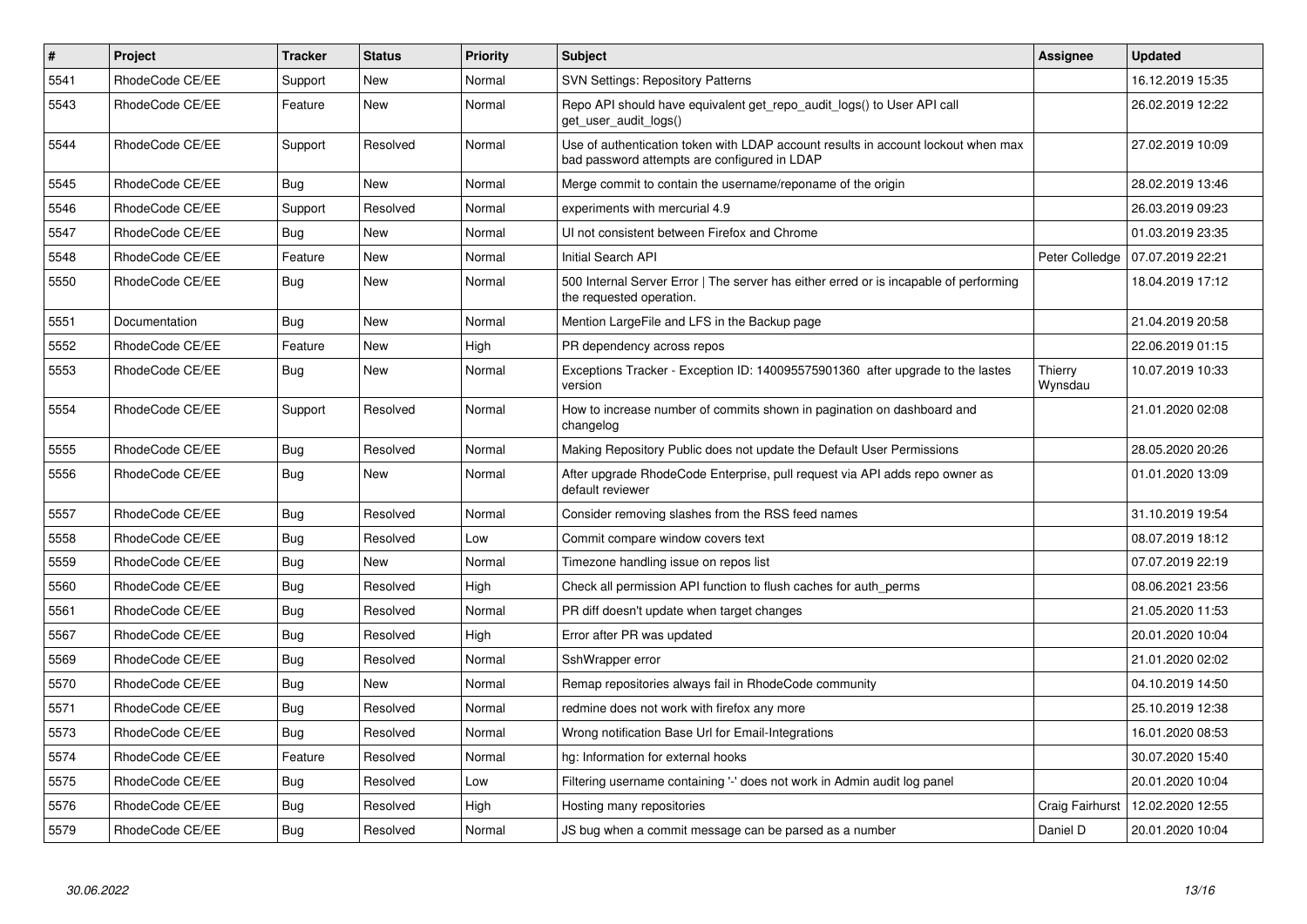| # | Project | Tracker | Status | Priority | Subject | Assignee | Updated |
|---|---|---|---|---|---|---|---|
| 5541 | RhodeCode CE/EE | Support | New | Normal | SVN Settings: Repository Patterns | | 16.12.2019 15:35 |
| 5543 | RhodeCode CE/EE | Feature | New | Normal | Repo API should have equivalent get_repo_audit_logs() to User API call get_user_audit_logs() | | 26.02.2019 12:22 |
| 5544 | RhodeCode CE/EE | Support | Resolved | Normal | Use of authentication token with LDAP account results in account lockout when max bad password attempts are configured in LDAP | | 27.02.2019 10:09 |
| 5545 | RhodeCode CE/EE | Bug | New | Normal | Merge commit to contain the username/reponame of the origin | | 28.02.2019 13:46 |
| 5546 | RhodeCode CE/EE | Support | Resolved | Normal | experiments with mercurial 4.9 | | 26.03.2019 09:23 |
| 5547 | RhodeCode CE/EE | Bug | New | Normal | UI not consistent between Firefox and Chrome | | 01.03.2019 23:35 |
| 5548 | RhodeCode CE/EE | Feature | New | Normal | Initial Search API | Peter Colledge | 07.07.2019 22:21 |
| 5550 | RhodeCode CE/EE | Bug | New | Normal | 500 Internal Server Error \| The server has either erred or is incapable of performing the requested operation. | | 18.04.2019 17:12 |
| 5551 | Documentation | Bug | New | Normal | Mention LargeFile and LFS in the Backup page | | 21.04.2019 20:58 |
| 5552 | RhodeCode CE/EE | Feature | New | High | PR dependency across repos | | 22.06.2019 01:15 |
| 5553 | RhodeCode CE/EE | Bug | New | Normal | Exceptions Tracker - Exception ID: 140095575901360 after upgrade to the lastes version | Thierry Wynsdau | 10.07.2019 10:33 |
| 5554 | RhodeCode CE/EE | Support | Resolved | Normal | How to increase number of commits shown in pagination on dashboard and changelog | | 21.01.2020 02:08 |
| 5555 | RhodeCode CE/EE | Bug | Resolved | Normal | Making Repository Public does not update the Default User Permissions | | 28.05.2020 20:26 |
| 5556 | RhodeCode CE/EE | Bug | New | Normal | After upgrade RhodeCode Enterprise, pull request via API adds repo owner as default reviewer | | 01.01.2020 13:09 |
| 5557 | RhodeCode CE/EE | Bug | Resolved | Normal | Consider removing slashes from the RSS feed names | | 31.10.2019 19:54 |
| 5558 | RhodeCode CE/EE | Bug | Resolved | Low | Commit compare window covers text | | 08.07.2019 18:12 |
| 5559 | RhodeCode CE/EE | Bug | New | Normal | Timezone handling issue on repos list | | 07.07.2019 22:19 |
| 5560 | RhodeCode CE/EE | Bug | Resolved | High | Check all permission API function to flush caches for auth_perms | | 08.06.2021 23:56 |
| 5561 | RhodeCode CE/EE | Bug | Resolved | Normal | PR diff doesn't update when target changes | | 21.05.2020 11:53 |
| 5567 | RhodeCode CE/EE | Bug | Resolved | High | Error after PR was updated | | 20.01.2020 10:04 |
| 5569 | RhodeCode CE/EE | Bug | Resolved | Normal | SshWrapper error | | 21.01.2020 02:02 |
| 5570 | RhodeCode CE/EE | Bug | New | Normal | Remap repositories always fail in RhodeCode community | | 04.10.2019 14:50 |
| 5571 | RhodeCode CE/EE | Bug | Resolved | Normal | redmine does not work with firefox any more | | 25.10.2019 12:38 |
| 5573 | RhodeCode CE/EE | Bug | Resolved | Normal | Wrong notification Base Url for Email-Integrations | | 16.01.2020 08:53 |
| 5574 | RhodeCode CE/EE | Feature | Resolved | Normal | hg: Information for external hooks | | 30.07.2020 15:40 |
| 5575 | RhodeCode CE/EE | Bug | Resolved | Low | Filtering username containing '-' does not work in Admin audit log panel | | 20.01.2020 10:04 |
| 5576 | RhodeCode CE/EE | Bug | Resolved | High | Hosting many repositories | Craig Fairhurst | 12.02.2020 12:55 |
| 5579 | RhodeCode CE/EE | Bug | Resolved | Normal | JS bug when a commit message can be parsed as a number | Daniel D | 20.01.2020 10:04 |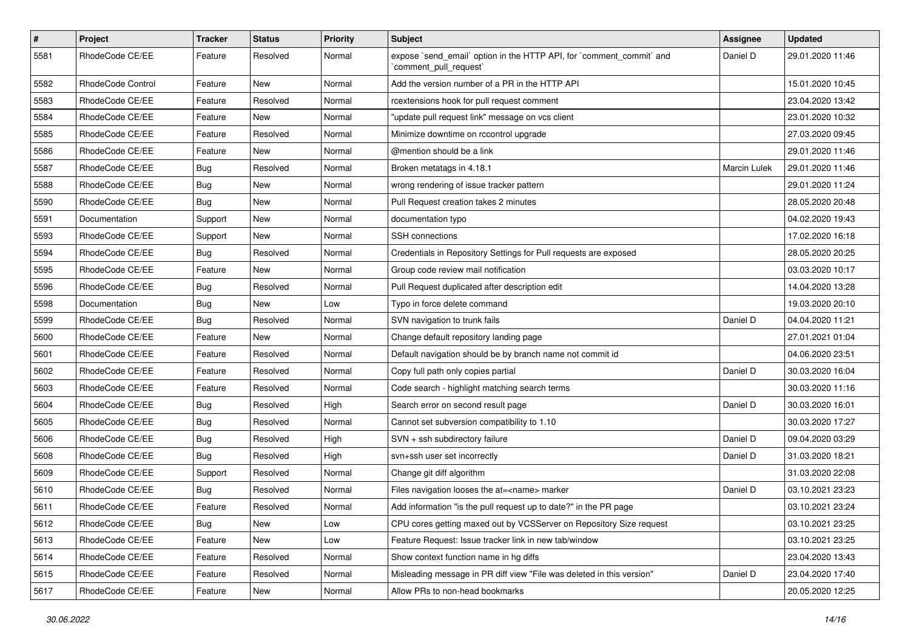| # | Project | Tracker | Status | Priority | Subject | Assignee | Updated |
|---|---|---|---|---|---|---|---|
| 5581 | RhodeCode CE/EE | Feature | Resolved | Normal | expose `send_email` option in the HTTP API, for `comment_commit` and `comment_pull_request` | Daniel D | 29.01.2020 11:46 |
| 5582 | RhodeCode Control | Feature | New | Normal | Add the version number of a PR in the HTTP API | | 15.01.2020 10:45 |
| 5583 | RhodeCode CE/EE | Feature | Resolved | Normal | rcextensions hook for pull request comment | | 23.04.2020 13:42 |
| 5584 | RhodeCode CE/EE | Feature | New | Normal | "update pull request link" message on vcs client | | 23.01.2020 10:32 |
| 5585 | RhodeCode CE/EE | Feature | Resolved | Normal | Minimize downtime on rccontrol upgrade | | 27.03.2020 09:45 |
| 5586 | RhodeCode CE/EE | Feature | New | Normal | @mention should be a link | | 29.01.2020 11:46 |
| 5587 | RhodeCode CE/EE | Bug | Resolved | Normal | Broken metatags in 4.18.1 | Marcin Lulek | 29.01.2020 11:46 |
| 5588 | RhodeCode CE/EE | Bug | New | Normal | wrong rendering of issue tracker pattern | | 29.01.2020 11:24 |
| 5590 | RhodeCode CE/EE | Bug | New | Normal | Pull Request creation takes 2 minutes | | 28.05.2020 20:48 |
| 5591 | Documentation | Support | New | Normal | documentation typo | | 04.02.2020 19:43 |
| 5593 | RhodeCode CE/EE | Support | New | Normal | SSH connections | | 17.02.2020 16:18 |
| 5594 | RhodeCode CE/EE | Bug | Resolved | Normal | Credentials in Repository Settings for Pull requests are exposed | | 28.05.2020 20:25 |
| 5595 | RhodeCode CE/EE | Feature | New | Normal | Group code review mail notification | | 03.03.2020 10:17 |
| 5596 | RhodeCode CE/EE | Bug | Resolved | Normal | Pull Request duplicated after description edit | | 14.04.2020 13:28 |
| 5598 | Documentation | Bug | New | Low | Typo in force delete command | | 19.03.2020 20:10 |
| 5599 | RhodeCode CE/EE | Bug | Resolved | Normal | SVN navigation to trunk fails | Daniel D | 04.04.2020 11:21 |
| 5600 | RhodeCode CE/EE | Feature | New | Normal | Change default repository landing page | | 27.01.2021 01:04 |
| 5601 | RhodeCode CE/EE | Feature | Resolved | Normal | Default navigation should be by branch name not commit id | | 04.06.2020 23:51 |
| 5602 | RhodeCode CE/EE | Feature | Resolved | Normal | Copy full path only copies partial | Daniel D | 30.03.2020 16:04 |
| 5603 | RhodeCode CE/EE | Feature | Resolved | Normal | Code search - highlight matching search terms | | 30.03.2020 11:16 |
| 5604 | RhodeCode CE/EE | Bug | Resolved | High | Search error on second result page | Daniel D | 30.03.2020 16:01 |
| 5605 | RhodeCode CE/EE | Bug | Resolved | Normal | Cannot set subversion compatibility to 1.10 | | 30.03.2020 17:27 |
| 5606 | RhodeCode CE/EE | Bug | Resolved | High | SVN + ssh subdirectory failure | Daniel D | 09.04.2020 03:29 |
| 5608 | RhodeCode CE/EE | Bug | Resolved | High | svn+ssh user set incorrectly | Daniel D | 31.03.2020 18:21 |
| 5609 | RhodeCode CE/EE | Support | Resolved | Normal | Change git diff algorithm | | 31.03.2020 22:08 |
| 5610 | RhodeCode CE/EE | Bug | Resolved | Normal | Files navigation looses the at=<name> marker | Daniel D | 03.10.2021 23:23 |
| 5611 | RhodeCode CE/EE | Feature | Resolved | Normal | Add information "is the pull request up to date?" in the PR page | | 03.10.2021 23:24 |
| 5612 | RhodeCode CE/EE | Bug | New | Low | CPU cores getting maxed out by VCSServer on Repository Size request | | 03.10.2021 23:25 |
| 5613 | RhodeCode CE/EE | Feature | New | Low | Feature Request: Issue tracker link in new tab/window | | 03.10.2021 23:25 |
| 5614 | RhodeCode CE/EE | Feature | Resolved | Normal | Show context function name in hg diffs | | 23.04.2020 13:43 |
| 5615 | RhodeCode CE/EE | Feature | Resolved | Normal | Misleading message in PR diff view "File was deleted in this version" | Daniel D | 23.04.2020 17:40 |
| 5617 | RhodeCode CE/EE | Feature | New | Normal | Allow PRs to non-head bookmarks | | 20.05.2020 12:25 |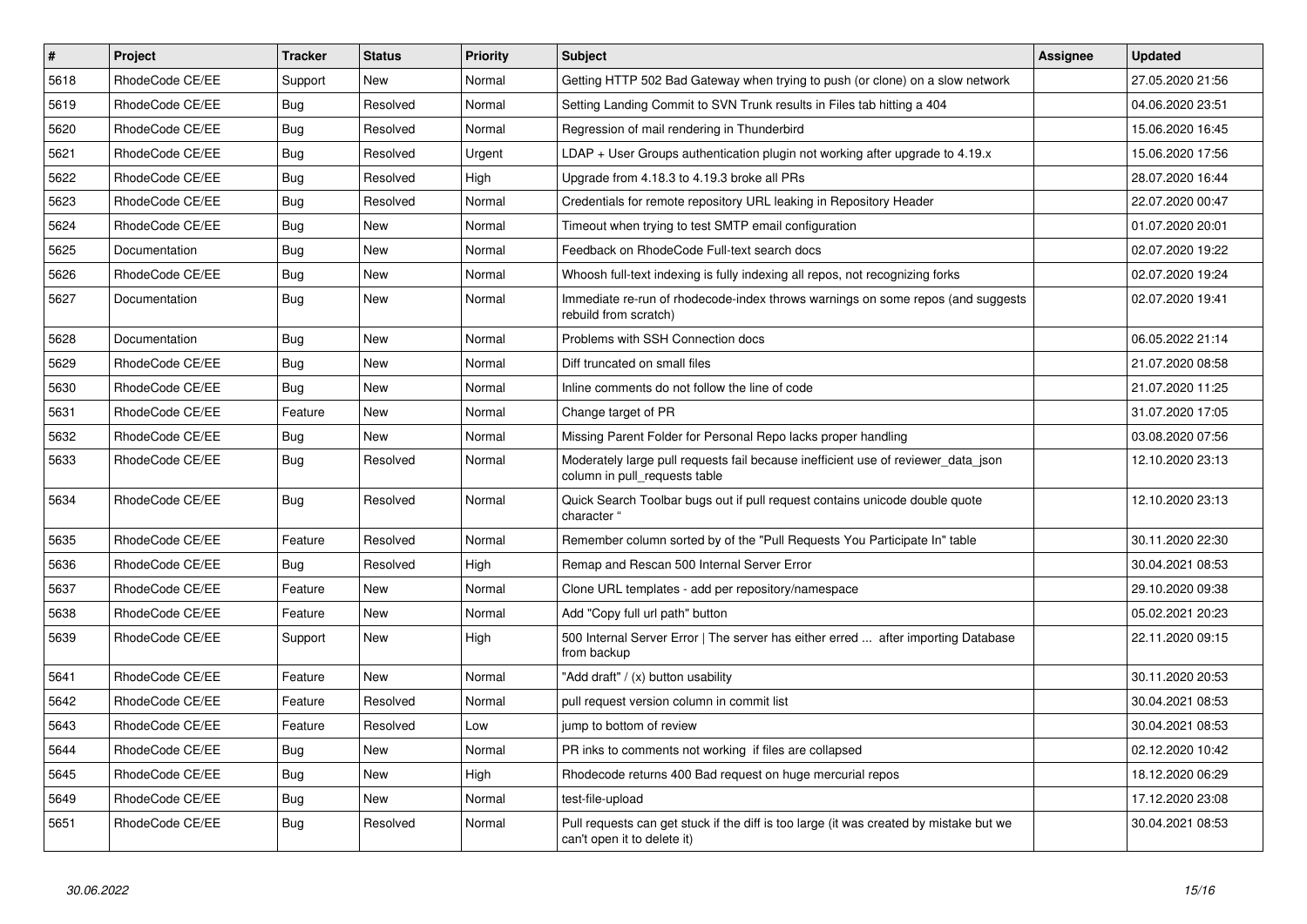| # | Project | Tracker | Status | Priority | Subject | Assignee | Updated |
| --- | --- | --- | --- | --- | --- | --- | --- |
| 5618 | RhodeCode CE/EE | Support | New | Normal | Getting HTTP 502 Bad Gateway when trying to push (or clone) on a slow network | | 27.05.2020 21:56 |
| 5619 | RhodeCode CE/EE | Bug | Resolved | Normal | Setting Landing Commit to SVN Trunk results in Files tab hitting a 404 | | 04.06.2020 23:51 |
| 5620 | RhodeCode CE/EE | Bug | Resolved | Normal | Regression of mail rendering in Thunderbird | | 15.06.2020 16:45 |
| 5621 | RhodeCode CE/EE | Bug | Resolved | Urgent | LDAP + User Groups authentication plugin not working after upgrade to 4.19.x | | 15.06.2020 17:56 |
| 5622 | RhodeCode CE/EE | Bug | Resolved | High | Upgrade from 4.18.3 to 4.19.3 broke all PRs | | 28.07.2020 16:44 |
| 5623 | RhodeCode CE/EE | Bug | Resolved | Normal | Credentials for remote repository URL leaking in Repository Header | | 22.07.2020 00:47 |
| 5624 | RhodeCode CE/EE | Bug | New | Normal | Timeout when trying to test SMTP email configuration | | 01.07.2020 20:01 |
| 5625 | Documentation | Bug | New | Normal | Feedback on RhodeCode Full-text search docs | | 02.07.2020 19:22 |
| 5626 | RhodeCode CE/EE | Bug | New | Normal | Whoosh full-text indexing is fully indexing all repos, not recognizing forks | | 02.07.2020 19:24 |
| 5627 | Documentation | Bug | New | Normal | Immediate re-run of rhodecode-index throws warnings on some repos (and suggests rebuild from scratch) | | 02.07.2020 19:41 |
| 5628 | Documentation | Bug | New | Normal | Problems with SSH Connection docs | | 06.05.2022 21:14 |
| 5629 | RhodeCode CE/EE | Bug | New | Normal | Diff truncated on small files | | 21.07.2020 08:58 |
| 5630 | RhodeCode CE/EE | Bug | New | Normal | Inline comments do not follow the line of code | | 21.07.2020 11:25 |
| 5631 | RhodeCode CE/EE | Feature | New | Normal | Change target of PR | | 31.07.2020 17:05 |
| 5632 | RhodeCode CE/EE | Bug | New | Normal | Missing Parent Folder for Personal Repo lacks proper handling | | 03.08.2020 07:56 |
| 5633 | RhodeCode CE/EE | Bug | Resolved | Normal | Moderately large pull requests fail because inefficient use of reviewer_data_json column in pull_requests table | | 12.10.2020 23:13 |
| 5634 | RhodeCode CE/EE | Bug | Resolved | Normal | Quick Search Toolbar bugs out if pull request contains unicode double quote character " | | 12.10.2020 23:13 |
| 5635 | RhodeCode CE/EE | Feature | Resolved | Normal | Remember column sorted by of the "Pull Requests You Participate In" table | | 30.11.2020 22:30 |
| 5636 | RhodeCode CE/EE | Bug | Resolved | High | Remap and Rescan 500 Internal Server Error | | 30.04.2021 08:53 |
| 5637 | RhodeCode CE/EE | Feature | New | Normal | Clone URL templates - add per repository/namespace | | 29.10.2020 09:38 |
| 5638 | RhodeCode CE/EE | Feature | New | Normal | Add "Copy full url path" button | | 05.02.2021 20:23 |
| 5639 | RhodeCode CE/EE | Support | New | High | 500 Internal Server Error \| The server has either erred ... after importing Database from backup | | 22.11.2020 09:15 |
| 5641 | RhodeCode CE/EE | Feature | New | Normal | "Add draft" / (x) button usability | | 30.11.2020 20:53 |
| 5642 | RhodeCode CE/EE | Feature | Resolved | Normal | pull request version column in commit list | | 30.04.2021 08:53 |
| 5643 | RhodeCode CE/EE | Feature | Resolved | Low | jump to bottom of review | | 30.04.2021 08:53 |
| 5644 | RhodeCode CE/EE | Bug | New | Normal | PR inks to comments not working if files are collapsed | | 02.12.2020 10:42 |
| 5645 | RhodeCode CE/EE | Bug | New | High | Rhodecode returns 400 Bad request on huge mercurial repos | | 18.12.2020 06:29 |
| 5649 | RhodeCode CE/EE | Bug | New | Normal | test-file-upload | | 17.12.2020 23:08 |
| 5651 | RhodeCode CE/EE | Bug | Resolved | Normal | Pull requests can get stuck if the diff is too large (it was created by mistake but we can't open it to delete it) | | 30.04.2021 08:53 |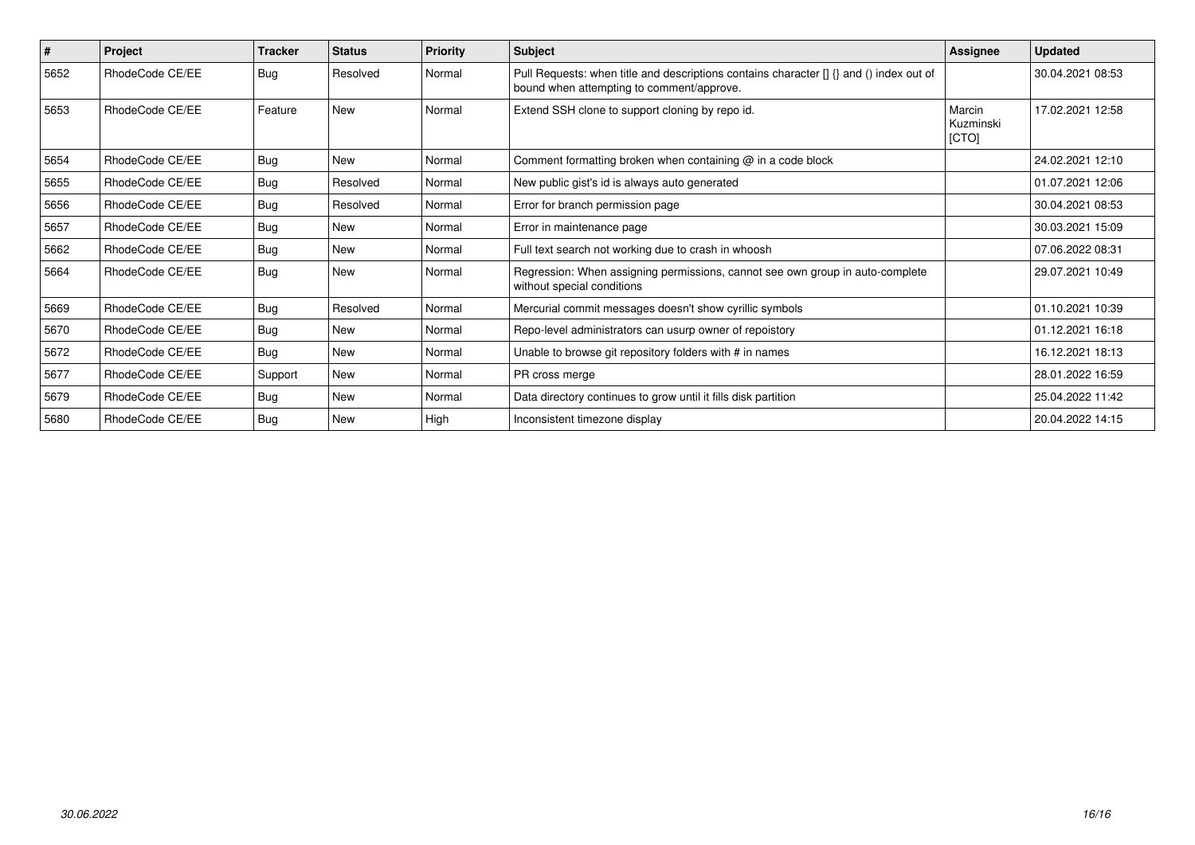| # | Project | Tracker | Status | Priority | Subject | Assignee | Updated |
|---|---|---|---|---|---|---|---|
| 5652 | RhodeCode CE/EE | Bug | Resolved | Normal | Pull Requests: when title and descriptions contains character [] {} and () index out of bound when attempting to comment/approve. | | 30.04.2021 08:53 |
| 5653 | RhodeCode CE/EE | Feature | New | Normal | Extend SSH clone to support cloning by repo id. | Marcin Kuzminski [CTO] | 17.02.2021 12:58 |
| 5654 | RhodeCode CE/EE | Bug | New | Normal | Comment formatting broken when containing @ in a code block | | 24.02.2021 12:10 |
| 5655 | RhodeCode CE/EE | Bug | Resolved | Normal | New public gist's id is always auto generated | | 01.07.2021 12:06 |
| 5656 | RhodeCode CE/EE | Bug | Resolved | Normal | Error for branch permission page | | 30.04.2021 08:53 |
| 5657 | RhodeCode CE/EE | Bug | New | Normal | Error in maintenance page | | 30.03.2021 15:09 |
| 5662 | RhodeCode CE/EE | Bug | New | Normal | Full text search not working due to crash in whoosh | | 07.06.2022 08:31 |
| 5664 | RhodeCode CE/EE | Bug | New | Normal | Regression: When assigning permissions, cannot see own group in auto-complete without special conditions | | 29.07.2021 10:49 |
| 5669 | RhodeCode CE/EE | Bug | Resolved | Normal | Mercurial commit messages doesn't show cyrillic symbols | | 01.10.2021 10:39 |
| 5670 | RhodeCode CE/EE | Bug | New | Normal | Repo-level administrators can usurp owner of repoistory | | 01.12.2021 16:18 |
| 5672 | RhodeCode CE/EE | Bug | New | Normal | Unable to browse git repository folders with # in names | | 16.12.2021 18:13 |
| 5677 | RhodeCode CE/EE | Support | New | Normal | PR cross merge | | 28.01.2022 16:59 |
| 5679 | RhodeCode CE/EE | Bug | New | Normal | Data directory continues to grow until it fills disk partition | | 25.04.2022 11:42 |
| 5680 | RhodeCode CE/EE | Bug | New | High | Inconsistent timezone display | | 20.04.2022 14:15 |